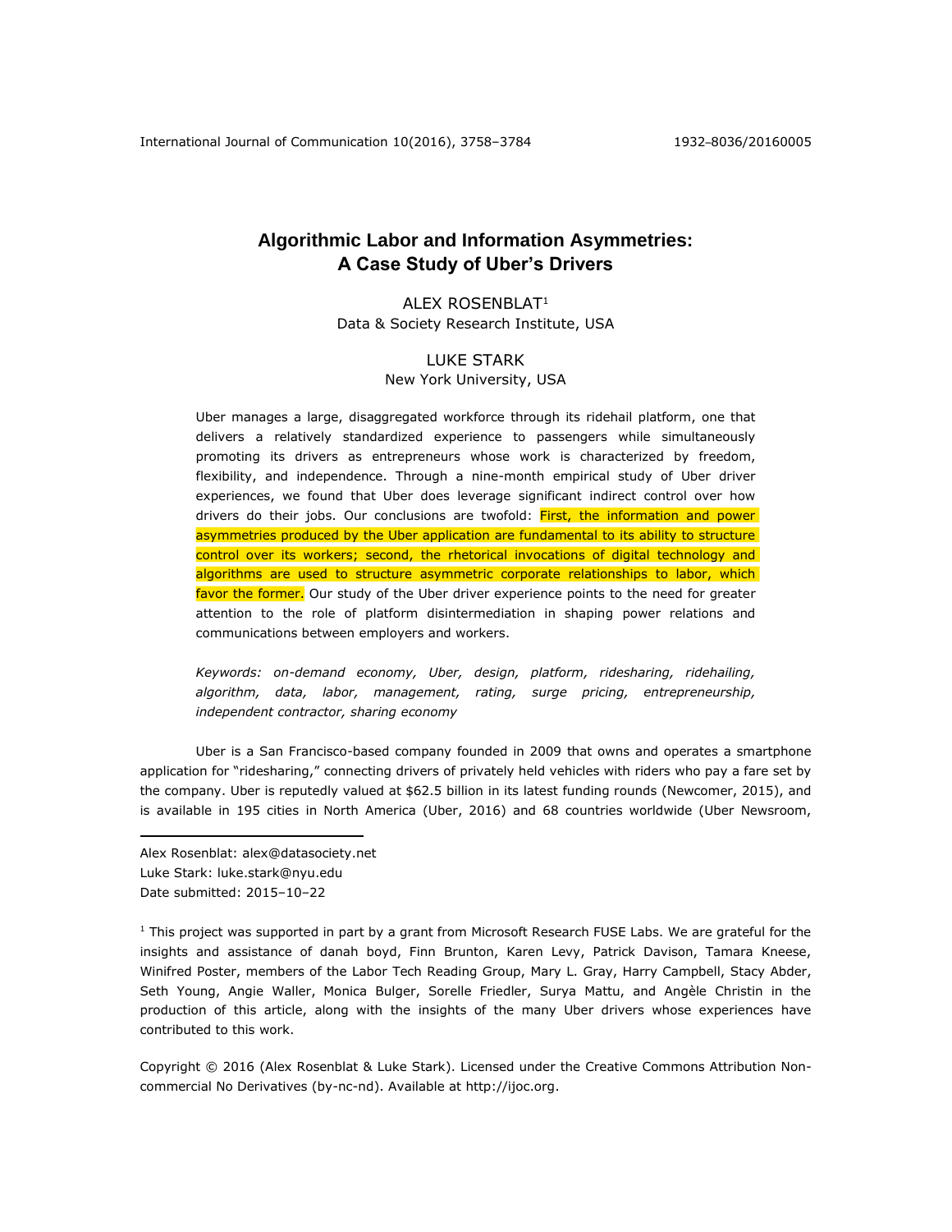# Algorithmic Labor and Information Asymmetries: A Case Study of Uber's Drivers

ALEX ROSENBLAT[1]
Data & Society Research Institute, USA

LUKE STARK
New York University, USA

Uber manages a large, disaggregated workforce through its ridehail platform, one that delivers a relatively standardized experience to passengers while simultaneously promoting its drivers as entrepreneurs whose work is characterized by freedom, flexibility, and independence. Through a nine-month empirical study of Uber driver experiences, we found that Uber does leverage significant indirect control over how drivers do their jobs. Our conclusions are twofold: First, the information and power asymmetries produced by the Uber application are fundamental to its ability to structure control over its workers; second, the rhetorical invocations of digital technology and algorithms are used to structure asymmetric corporate relationships to labor, which favor the former. Our study of the Uber driver experience points to the need for greater attention to the role of platform disintermediation in shaping power relations and communications between employers and workers.

*Keywords: on-demand economy, Uber, design, platform, ridesharing, ridehailing, algorithm, data, labor, management, rating, surge pricing, entrepreneurship, independent contractor, sharing economy*

Uber is a San Francisco-based company founded in 2009 that owns and operates a smartphone application for "ridesharing," connecting drivers of privately held vehicles with riders who pay a fare set by the company. Uber is reputedly valued at $62.5 billion in its latest funding rounds (Newcomer, 2015), and is available in 195 cities in North America (Uber, 2016) and 68 countries worldwide (Uber Newsroom,

---

Alex Rosenblat: alex@datasociety.net
Luke Stark: luke.stark@nyu.edu
Date submitted: 2015–10–22

[1] This project was supported in part by a grant from Microsoft Research FUSE Labs. We are grateful for the insights and assistance of danah boyd, Finn Brunton, Karen Levy, Patrick Davison, Tamara Kneese, Winifred Poster, members of the Labor Tech Reading Group, Mary L. Gray, Harry Campbell, Stacy Abder, Seth Young, Angie Waller, Monica Bulger, Sorelle Friedler, Surya Mattu, and Angèle Christin in the production of this article, along with the insights of the many Uber drivers whose experiences have contributed to this work.

Copyright © 2016 (Alex Rosenblat & Luke Stark). Licensed under the Creative Commons Attribution Non-commercial No Derivatives (by-nc-nd). Available at http://ijoc.org.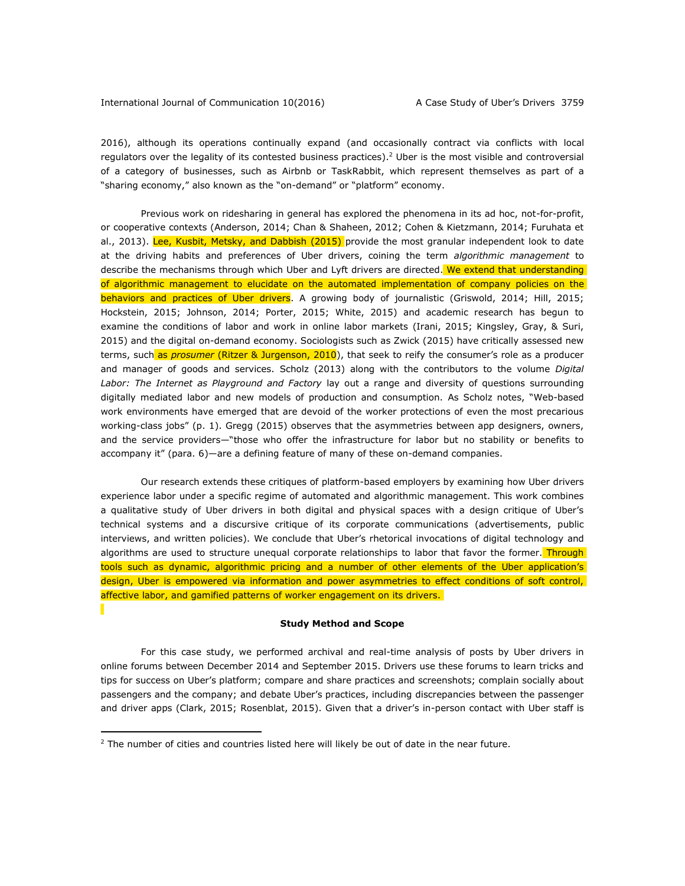2016), although its operations continually expand (and occasionally contract via conflicts with local regulators over the legality of its contested business practices).[2] Uber is the most visible and controversial of a category of businesses, such as Airbnb or TaskRabbit, which represent themselves as part of a "sharing economy," also known as the "on-demand" or "platform" economy.

Previous work on ridesharing in general has explored the phenomena in its ad hoc, not-for-profit, or cooperative contexts (Anderson, 2014; Chan & Shaheen, 2012; Cohen & Kietzmann, 2014; Furuhata et al., 2013). Lee, Kusbit, Metsky, and Dabbish (2015) provide the most granular independent look to date at the driving habits and preferences of Uber drivers, coining the term *algorithmic management* to describe the mechanisms through which Uber and Lyft drivers are directed. We extend that understanding of algorithmic management to elucidate on the automated implementation of company policies on the behaviors and practices of Uber drivers. A growing body of journalistic (Griswold, 2014; Hill, 2015; Hockstein, 2015; Johnson, 2014; Porter, 2015; White, 2015) and academic research has begun to examine the conditions of labor and work in online labor markets (Irani, 2015; Kingsley, Gray, & Suri, 2015) and the digital on-demand economy. Sociologists such as Zwick (2015) have critically assessed new terms, such as *prosumer* (Ritzer & Jurgenson, 2010), that seek to reify the consumer's role as a producer and manager of goods and services. Scholz (2013) along with the contributors to the volume *Digital Labor: The Internet as Playground and Factory* lay out a range and diversity of questions surrounding digitally mediated labor and new models of production and consumption. As Scholz notes, "Web-based work environments have emerged that are devoid of the worker protections of even the most precarious working-class jobs" (p. 1). Gregg (2015) observes that the asymmetries between app designers, owners, and the service providers—"those who offer the infrastructure for labor but no stability or benefits to accompany it" (para. 6)—are a defining feature of many of these on-demand companies.

Our research extends these critiques of platform-based employers by examining how Uber drivers experience labor under a specific regime of automated and algorithmic management. This work combines a qualitative study of Uber drivers in both digital and physical spaces with a design critique of Uber's technical systems and a discursive critique of its corporate communications (advertisements, public interviews, and written policies). We conclude that Uber's rhetorical invocations of digital technology and algorithms are used to structure unequal corporate relationships to labor that favor the former. Through tools such as dynamic, algorithmic pricing and a number of other elements of the Uber application's design, Uber is empowered via information and power asymmetries to effect conditions of soft control, affective labor, and gamified patterns of worker engagement on its drivers.

### Study Method and Scope

For this case study, we performed archival and real-time analysis of posts by Uber drivers in online forums between December 2014 and September 2015. Drivers use these forums to learn tricks and tips for success on Uber's platform; compare and share practices and screenshots; complain socially about passengers and the company; and debate Uber's practices, including discrepancies between the passenger and driver apps (Clark, 2015; Rosenblat, 2015). Given that a driver's in-person contact with Uber staff is

[2] The number of cities and countries listed here will likely be out of date in the near future.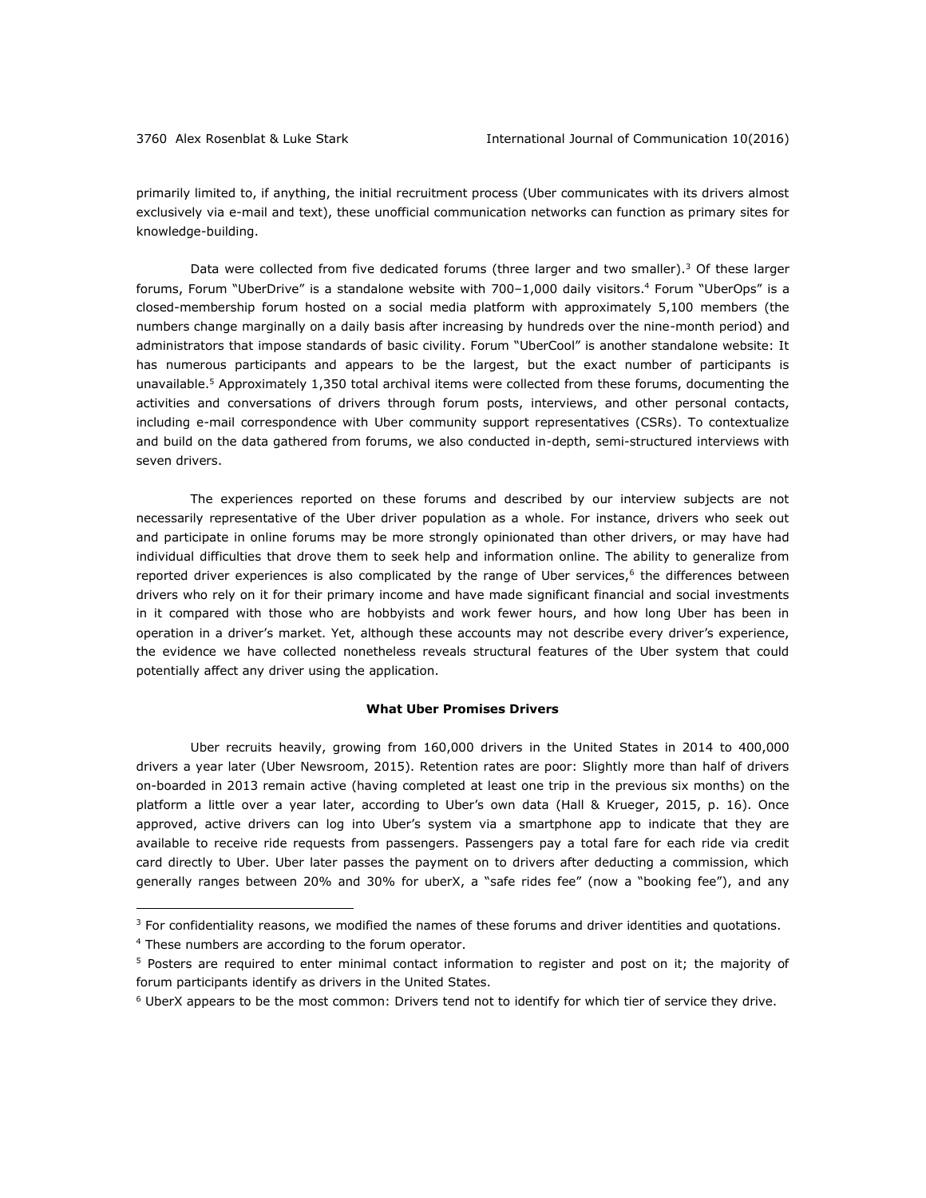primarily limited to, if anything, the initial recruitment process (Uber communicates with its drivers almost exclusively via e-mail and text), these unofficial communication networks can function as primary sites for knowledge-building.

Data were collected from five dedicated forums (three larger and two smaller).[3] Of these larger forums, Forum "UberDrive" is a standalone website with 700–1,000 daily visitors.[4] Forum "UberOps" is a closed-membership forum hosted on a social media platform with approximately 5,100 members (the numbers change marginally on a daily basis after increasing by hundreds over the nine-month period) and administrators that impose standards of basic civility. Forum "UberCool" is another standalone website: It has numerous participants and appears to be the largest, but the exact number of participants is unavailable.[5] Approximately 1,350 total archival items were collected from these forums, documenting the activities and conversations of drivers through forum posts, interviews, and other personal contacts, including e-mail correspondence with Uber community support representatives (CSRs). To contextualize and build on the data gathered from forums, we also conducted in-depth, semi-structured interviews with seven drivers.

The experiences reported on these forums and described by our interview subjects are not necessarily representative of the Uber driver population as a whole. For instance, drivers who seek out and participate in online forums may be more strongly opinionated than other drivers, or may have had individual difficulties that drove them to seek help and information online. The ability to generalize from reported driver experiences is also complicated by the range of Uber services,[6] the differences between drivers who rely on it for their primary income and have made significant financial and social investments in it compared with those who are hobbyists and work fewer hours, and how long Uber has been in operation in a driver's market. Yet, although these accounts may not describe every driver's experience, the evidence we have collected nonetheless reveals structural features of the Uber system that could potentially affect any driver using the application.

## What Uber Promises Drivers

Uber recruits heavily, growing from 160,000 drivers in the United States in 2014 to 400,000 drivers a year later (Uber Newsroom, 2015). Retention rates are poor: Slightly more than half of drivers on-boarded in 2013 remain active (having completed at least one trip in the previous six months) on the platform a little over a year later, according to Uber's own data (Hall & Krueger, 2015, p. 16). Once approved, active drivers can log into Uber's system via a smartphone app to indicate that they are available to receive ride requests from passengers. Passengers pay a total fare for each ride via credit card directly to Uber. Uber later passes the payment on to drivers after deducting a commission, which generally ranges between 20% and 30% for uberX, a "safe rides fee" (now a "booking fee"), and any

---

[3] For confidentiality reasons, we modified the names of these forums and driver identities and quotations.

[4] These numbers are according to the forum operator.

[5] Posters are required to enter minimal contact information to register and post on it; the majority of forum participants identify as drivers in the United States.

[6] UberX appears to be the most common: Drivers tend not to identify for which tier of service they drive.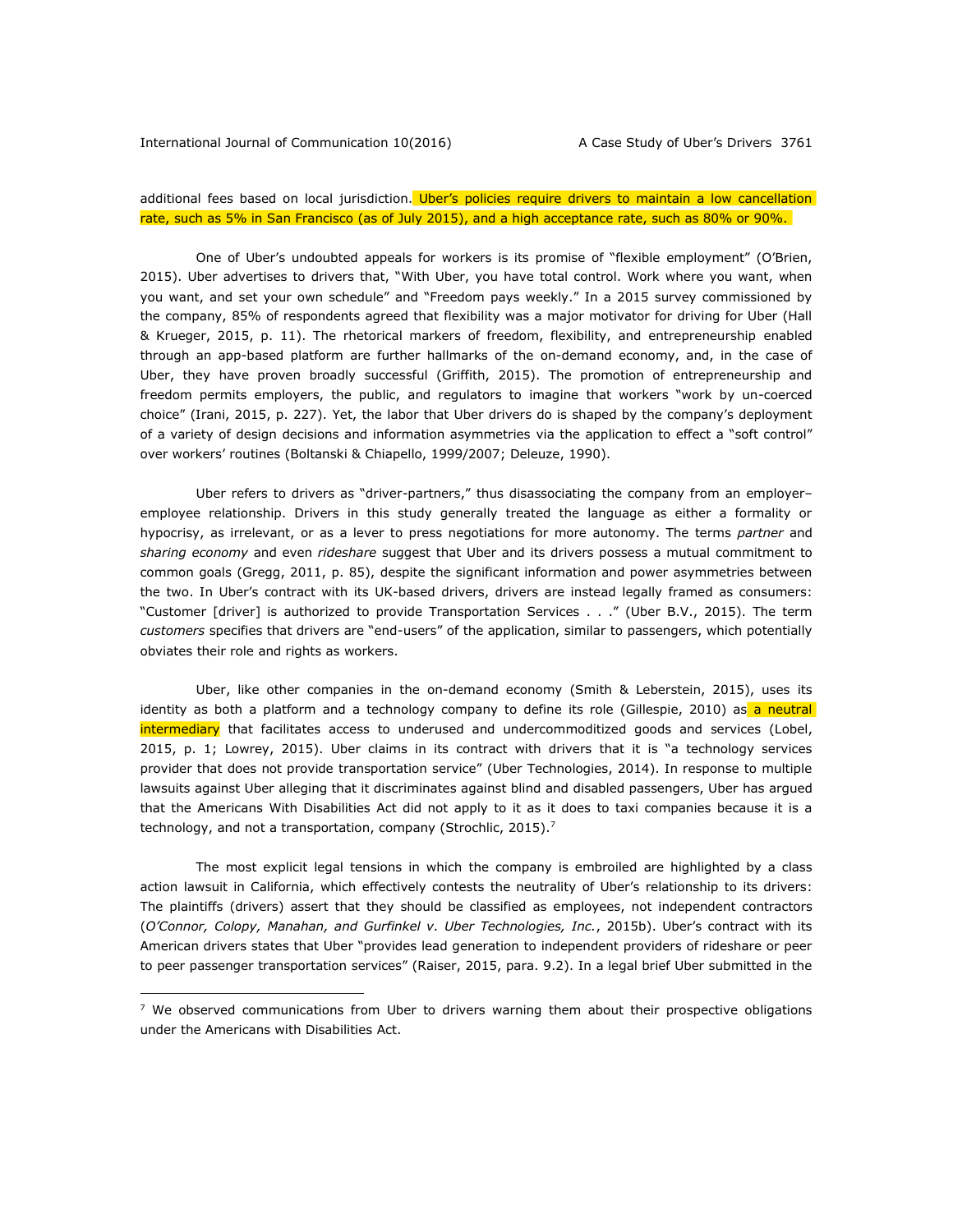additional fees based on local jurisdiction. Uber's policies require drivers to maintain a low cancellation rate, such as 5% in San Francisco (as of July 2015), and a high acceptance rate, such as 80% or 90%.

One of Uber's undoubted appeals for workers is its promise of "flexible employment" (O'Brien, 2015). Uber advertises to drivers that, "With Uber, you have total control. Work where you want, when you want, and set your own schedule" and "Freedom pays weekly." In a 2015 survey commissioned by the company, 85% of respondents agreed that flexibility was a major motivator for driving for Uber (Hall & Krueger, 2015, p. 11). The rhetorical markers of freedom, flexibility, and entrepreneurship enabled through an app-based platform are further hallmarks of the on-demand economy, and, in the case of Uber, they have proven broadly successful (Griffith, 2015). The promotion of entrepreneurship and freedom permits employers, the public, and regulators to imagine that workers "work by un-coerced choice" (Irani, 2015, p. 227). Yet, the labor that Uber drivers do is shaped by the company's deployment of a variety of design decisions and information asymmetries via the application to effect a "soft control" over workers' routines (Boltanski & Chiapello, 1999/2007; Deleuze, 1990).

Uber refers to drivers as "driver-partners," thus disassociating the company from an employer–employee relationship. Drivers in this study generally treated the language as either a formality or hypocrisy, as irrelevant, or as a lever to press negotiations for more autonomy. The terms *partner* and *sharing economy* and even *rideshare* suggest that Uber and its drivers possess a mutual commitment to common goals (Gregg, 2011, p. 85), despite the significant information and power asymmetries between the two. In Uber's contract with its UK-based drivers, drivers are instead legally framed as consumers: "Customer [driver] is authorized to provide Transportation Services . . ." (Uber B.V., 2015). The term *customers* specifies that drivers are "end-users" of the application, similar to passengers, which potentially obviates their role and rights as workers.

Uber, like other companies in the on-demand economy (Smith & Leberstein, 2015), uses its identity as both a platform and a technology company to define its role (Gillespie, 2010) as a neutral intermediary that facilitates access to underused and undercommoditized goods and services (Lobel, 2015, p. 1; Lowrey, 2015). Uber claims in its contract with drivers that it is "a technology services provider that does not provide transportation service" (Uber Technologies, 2014). In response to multiple lawsuits against Uber alleging that it discriminates against blind and disabled passengers, Uber has argued that the Americans With Disabilities Act did not apply to it as it does to taxi companies because it is a technology, and not a transportation, company (Strochlic, 2015).[7]

The most explicit legal tensions in which the company is embroiled are highlighted by a class action lawsuit in California, which effectively contests the neutrality of Uber's relationship to its drivers: The plaintiffs (drivers) assert that they should be classified as employees, not independent contractors (*O'Connor, Colopy, Manahan, and Gurfinkel v. Uber Technologies, Inc.*, 2015b). Uber's contract with its American drivers states that Uber "provides lead generation to independent providers of rideshare or peer to peer passenger transportation services" (Raiser, 2015, para. 9.2). In a legal brief Uber submitted in the

---

[7] We observed communications from Uber to drivers warning them about their prospective obligations under the Americans with Disabilities Act.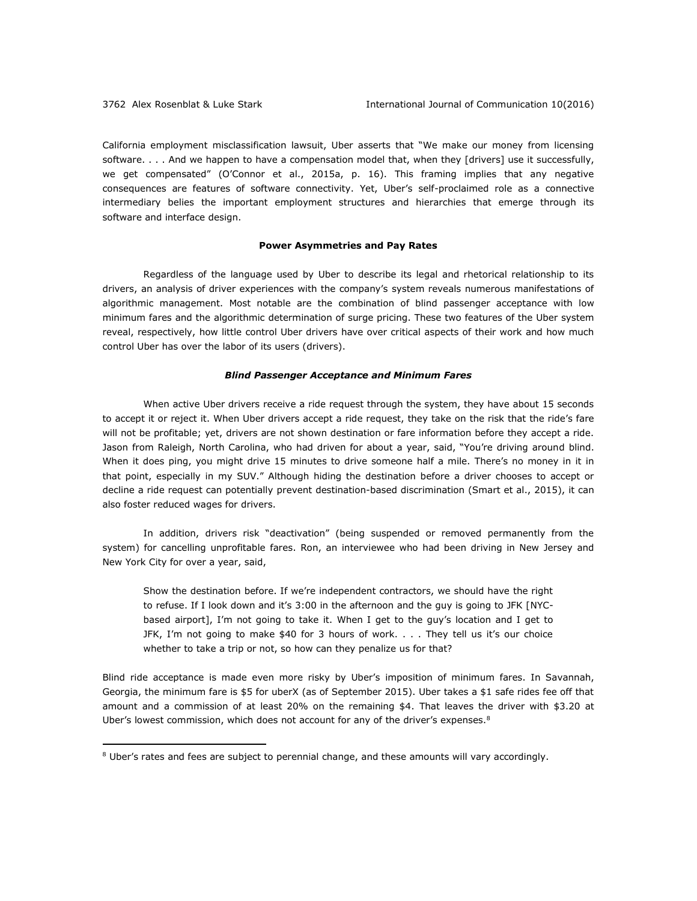California employment misclassification lawsuit, Uber asserts that "We make our money from licensing software. . . . And we happen to have a compensation model that, when they [drivers] use it successfully, we get compensated" (O'Connor et al., 2015a, p. 16). This framing implies that any negative consequences are features of software connectivity. Yet, Uber's self-proclaimed role as a connective intermediary belies the important employment structures and hierarchies that emerge through its software and interface design.

## Power Asymmetries and Pay Rates

Regardless of the language used by Uber to describe its legal and rhetorical relationship to its drivers, an analysis of driver experiences with the company's system reveals numerous manifestations of algorithmic management. Most notable are the combination of blind passenger acceptance with low minimum fares and the algorithmic determination of surge pricing. These two features of the Uber system reveal, respectively, how little control Uber drivers have over critical aspects of their work and how much control Uber has over the labor of its users (drivers).

### *Blind Passenger Acceptance and Minimum Fares*

When active Uber drivers receive a ride request through the system, they have about 15 seconds to accept it or reject it. When Uber drivers accept a ride request, they take on the risk that the ride's fare will not be profitable; yet, drivers are not shown destination or fare information before they accept a ride. Jason from Raleigh, North Carolina, who had driven for about a year, said, "You're driving around blind. When it does ping, you might drive 15 minutes to drive someone half a mile. There's no money in it in that point, especially in my SUV." Although hiding the destination before a driver chooses to accept or decline a ride request can potentially prevent destination-based discrimination (Smart et al., 2015), it can also foster reduced wages for drivers.

In addition, drivers risk "deactivation" (being suspended or removed permanently from the system) for cancelling unprofitable fares. Ron, an interviewee who had been driving in New Jersey and New York City for over a year, said,

> Show the destination before. If we're independent contractors, we should have the right to refuse. If I look down and it's 3:00 in the afternoon and the guy is going to JFK [NYC-based airport], I'm not going to take it. When I get to the guy's location and I get to JFK, I'm not going to make $40 for 3 hours of work. . . . They tell us it's our choice whether to take a trip or not, so how can they penalize us for that?

Blind ride acceptance is made even more risky by Uber's imposition of minimum fares. In Savannah, Georgia, the minimum fare is $5 for uberX (as of September 2015). Uber takes a $1 safe rides fee off that amount and a commission of at least 20% on the remaining $4. That leaves the driver with $3.20 at Uber's lowest commission, which does not account for any of the driver's expenses.[8]

---

[8] Uber's rates and fees are subject to perennial change, and these amounts will vary accordingly.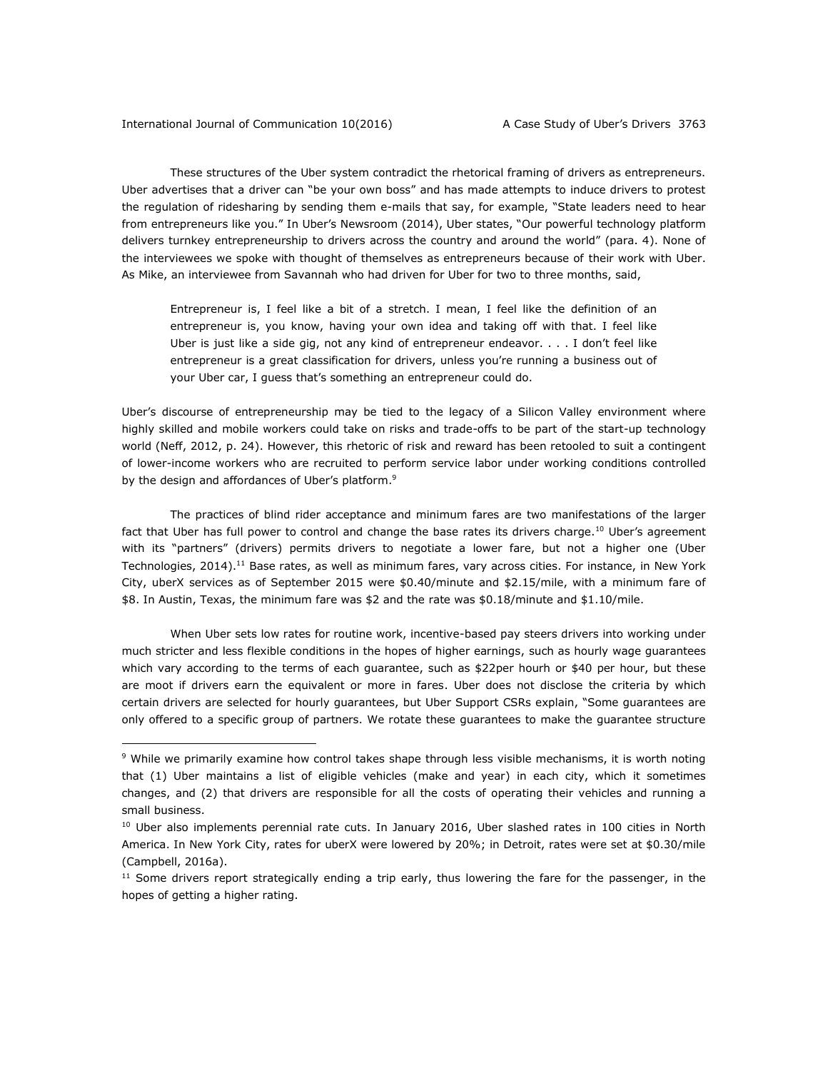These structures of the Uber system contradict the rhetorical framing of drivers as entrepreneurs. Uber advertises that a driver can "be your own boss" and has made attempts to induce drivers to protest the regulation of ridesharing by sending them e-mails that say, for example, "State leaders need to hear from entrepreneurs like you." In Uber's Newsroom (2014), Uber states, "Our powerful technology platform delivers turnkey entrepreneurship to drivers across the country and around the world" (para. 4). None of the interviewees we spoke with thought of themselves as entrepreneurs because of their work with Uber. As Mike, an interviewee from Savannah who had driven for Uber for two to three months, said,

> Entrepreneur is, I feel like a bit of a stretch. I mean, I feel like the definition of an entrepreneur is, you know, having your own idea and taking off with that. I feel like Uber is just like a side gig, not any kind of entrepreneur endeavor. . . . I don't feel like entrepreneur is a great classification for drivers, unless you're running a business out of your Uber car, I guess that's something an entrepreneur could do.

Uber's discourse of entrepreneurship may be tied to the legacy of a Silicon Valley environment where highly skilled and mobile workers could take on risks and trade-offs to be part of the start-up technology world (Neff, 2012, p. 24). However, this rhetoric of risk and reward has been retooled to suit a contingent of lower-income workers who are recruited to perform service labor under working conditions controlled by the design and affordances of Uber's platform.[9]

The practices of blind rider acceptance and minimum fares are two manifestations of the larger fact that Uber has full power to control and change the base rates its drivers charge.[10] Uber's agreement with its "partners" (drivers) permits drivers to negotiate a lower fare, but not a higher one (Uber Technologies, 2014).[11] Base rates, as well as minimum fares, vary across cities. For instance, in New York City, uberX services as of September 2015 were $0.40/minute and $2.15/mile, with a minimum fare of $8. In Austin, Texas, the minimum fare was $2 and the rate was $0.18/minute and $1.10/mile.

When Uber sets low rates for routine work, incentive-based pay steers drivers into working under much stricter and less flexible conditions in the hopes of higher earnings, such as hourly wage guarantees which vary according to the terms of each guarantee, such as $22per hourh or $40 per hour, but these are moot if drivers earn the equivalent or more in fares. Uber does not disclose the criteria by which certain drivers are selected for hourly guarantees, but Uber Support CSRs explain, "Some guarantees are only offered to a specific group of partners. We rotate these guarantees to make the guarantee structure

---

[9] While we primarily examine how control takes shape through less visible mechanisms, it is worth noting that (1) Uber maintains a list of eligible vehicles (make and year) in each city, which it sometimes changes, and (2) that drivers are responsible for all the costs of operating their vehicles and running a small business.

[10] Uber also implements perennial rate cuts. In January 2016, Uber slashed rates in 100 cities in North America. In New York City, rates for uberX were lowered by 20%; in Detroit, rates were set at $0.30/mile (Campbell, 2016a).

[11] Some drivers report strategically ending a trip early, thus lowering the fare for the passenger, in the hopes of getting a higher rating.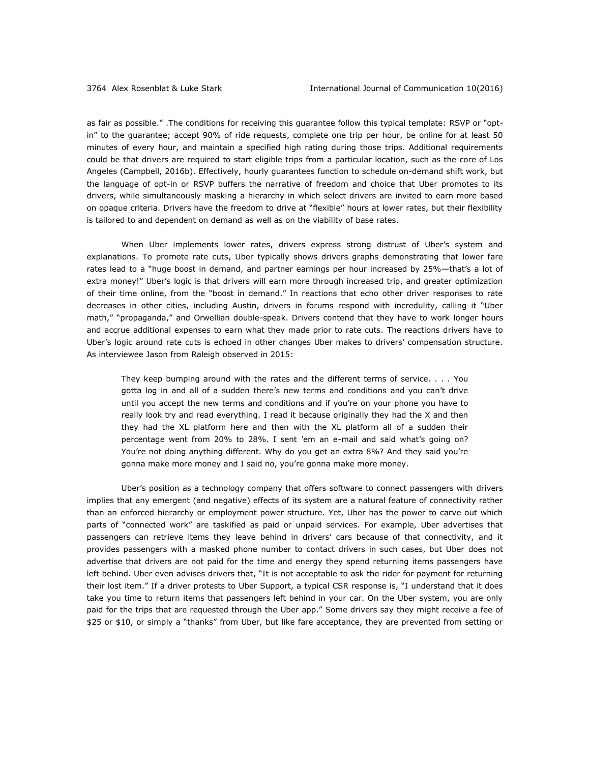as fair as possible." .The conditions for receiving this guarantee follow this typical template: RSVP or "opt-in" to the guarantee; accept 90% of ride requests, complete one trip per hour, be online for at least 50 minutes of every hour, and maintain a specified high rating during those trips. Additional requirements could be that drivers are required to start eligible trips from a particular location, such as the core of Los Angeles (Campbell, 2016b). Effectively, hourly guarantees function to schedule on-demand shift work, but the language of opt-in or RSVP buffers the narrative of freedom and choice that Uber promotes to its drivers, while simultaneously masking a hierarchy in which select drivers are invited to earn more based on opaque criteria. Drivers have the freedom to drive at "flexible" hours at lower rates, but their flexibility is tailored to and dependent on demand as well as on the viability of base rates.

When Uber implements lower rates, drivers express strong distrust of Uber's system and explanations. To promote rate cuts, Uber typically shows drivers graphs demonstrating that lower fare rates lead to a "huge boost in demand, and partner earnings per hour increased by 25%—that's a lot of extra money!" Uber's logic is that drivers will earn more through increased trip, and greater optimization of their time online, from the "boost in demand." In reactions that echo other driver responses to rate decreases in other cities, including Austin, drivers in forums respond with incredulity, calling it "Uber math," "propaganda," and Orwellian double-speak. Drivers contend that they have to work longer hours and accrue additional expenses to earn what they made prior to rate cuts. The reactions drivers have to Uber's logic around rate cuts is echoed in other changes Uber makes to drivers' compensation structure. As interviewee Jason from Raleigh observed in 2015:

> They keep bumping around with the rates and the different terms of service. . . . You gotta log in and all of a sudden there's new terms and conditions and you can't drive until you accept the new terms and conditions and if you're on your phone you have to really look try and read everything. I read it because originally they had the X and then they had the XL platform here and then with the XL platform all of a sudden their percentage went from 20% to 28%. I sent 'em an e-mail and said what's going on? You're not doing anything different. Why do you get an extra 8%? And they said you're gonna make more money and I said no, you're gonna make more money.

Uber's position as a technology company that offers software to connect passengers with drivers implies that any emergent (and negative) effects of its system are a natural feature of connectivity rather than an enforced hierarchy or employment power structure. Yet, Uber has the power to carve out which parts of "connected work" are taskified as paid or unpaid services. For example, Uber advertises that passengers can retrieve items they leave behind in drivers' cars because of that connectivity, and it provides passengers with a masked phone number to contact drivers in such cases, but Uber does not advertise that drivers are not paid for the time and energy they spend returning items passengers have left behind. Uber even advises drivers that, "It is not acceptable to ask the rider for payment for returning their lost item." If a driver protests to Uber Support, a typical CSR response is, "I understand that it does take you time to return items that passengers left behind in your car. On the Uber system, you are only paid for the trips that are requested through the Uber app." Some drivers say they might receive a fee of $25 or $10, or simply a "thanks" from Uber, but like fare acceptance, they are prevented from setting or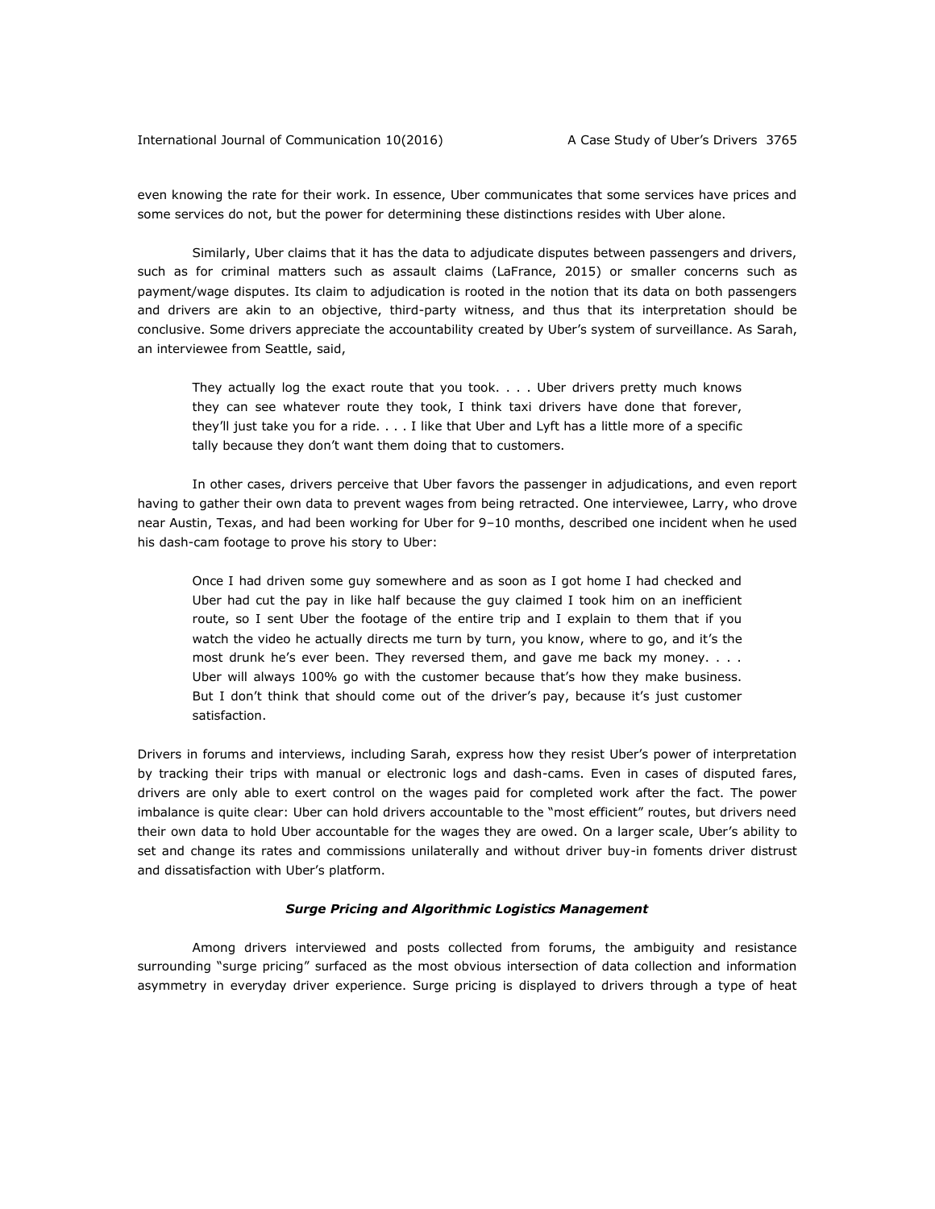even knowing the rate for their work. In essence, Uber communicates that some services have prices and some services do not, but the power for determining these distinctions resides with Uber alone.

Similarly, Uber claims that it has the data to adjudicate disputes between passengers and drivers, such as for criminal matters such as assault claims (LaFrance, 2015) or smaller concerns such as payment/wage disputes. Its claim to adjudication is rooted in the notion that its data on both passengers and drivers are akin to an objective, third-party witness, and thus that its interpretation should be conclusive. Some drivers appreciate the accountability created by Uber's system of surveillance. As Sarah, an interviewee from Seattle, said,

> They actually log the exact route that you took. . . . Uber drivers pretty much knows they can see whatever route they took, I think taxi drivers have done that forever, they'll just take you for a ride. . . . I like that Uber and Lyft has a little more of a specific tally because they don't want them doing that to customers.

In other cases, drivers perceive that Uber favors the passenger in adjudications, and even report having to gather their own data to prevent wages from being retracted. One interviewee, Larry, who drove near Austin, Texas, and had been working for Uber for 9–10 months, described one incident when he used his dash-cam footage to prove his story to Uber:

> Once I had driven some guy somewhere and as soon as I got home I had checked and Uber had cut the pay in like half because the guy claimed I took him on an inefficient route, so I sent Uber the footage of the entire trip and I explain to them that if you watch the video he actually directs me turn by turn, you know, where to go, and it's the most drunk he's ever been. They reversed them, and gave me back my money. . . . Uber will always 100% go with the customer because that's how they make business. But I don't think that should come out of the driver's pay, because it's just customer satisfaction.

Drivers in forums and interviews, including Sarah, express how they resist Uber's power of interpretation by tracking their trips with manual or electronic logs and dash-cams. Even in cases of disputed fares, drivers are only able to exert control on the wages paid for completed work after the fact. The power imbalance is quite clear: Uber can hold drivers accountable to the "most efficient" routes, but drivers need their own data to hold Uber accountable for the wages they are owed. On a larger scale, Uber's ability to set and change its rates and commissions unilaterally and without driver buy-in foments driver distrust and dissatisfaction with Uber's platform.

### ***Surge Pricing and Algorithmic Logistics Management***

Among drivers interviewed and posts collected from forums, the ambiguity and resistance surrounding "surge pricing" surfaced as the most obvious intersection of data collection and information asymmetry in everyday driver experience. Surge pricing is displayed to drivers through a type of heat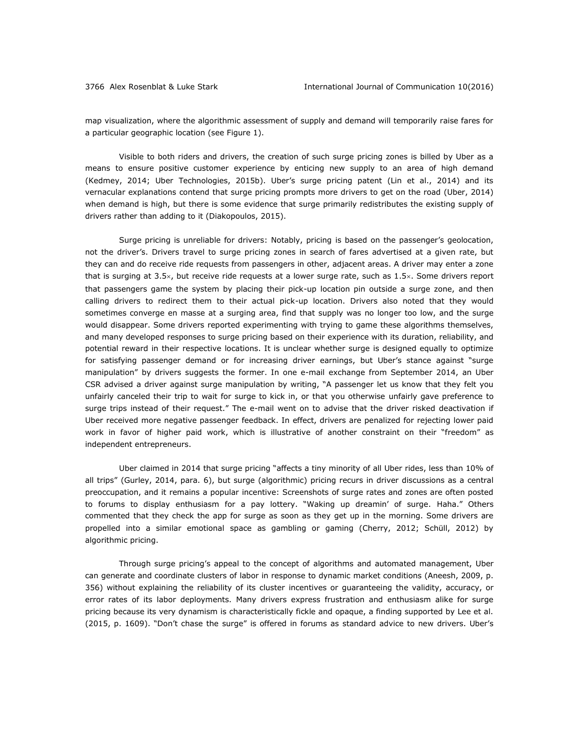map visualization, where the algorithmic assessment of supply and demand will temporarily raise fares for a particular geographic location (see Figure 1).

Visible to both riders and drivers, the creation of such surge pricing zones is billed by Uber as a means to ensure positive customer experience by enticing new supply to an area of high demand (Kedmey, 2014; Uber Technologies, 2015b). Uber's surge pricing patent (Lin et al., 2014) and its vernacular explanations contend that surge pricing prompts more drivers to get on the road (Uber, 2014) when demand is high, but there is some evidence that surge primarily redistributes the existing supply of drivers rather than adding to it (Diakopoulos, 2015).

Surge pricing is unreliable for drivers: Notably, pricing is based on the passenger's geolocation, not the driver's. Drivers travel to surge pricing zones in search of fares advertised at a given rate, but they can and do receive ride requests from passengers in other, adjacent areas. A driver may enter a zone that is surging at 3.5×, but receive ride requests at a lower surge rate, such as 1.5×. Some drivers report that passengers game the system by placing their pick-up location pin outside a surge zone, and then calling drivers to redirect them to their actual pick-up location. Drivers also noted that they would sometimes converge en masse at a surging area, find that supply was no longer too low, and the surge would disappear. Some drivers reported experimenting with trying to game these algorithms themselves, and many developed responses to surge pricing based on their experience with its duration, reliability, and potential reward in their respective locations. It is unclear whether surge is designed equally to optimize for satisfying passenger demand or for increasing driver earnings, but Uber's stance against "surge manipulation" by drivers suggests the former. In one e-mail exchange from September 2014, an Uber CSR advised a driver against surge manipulation by writing, "A passenger let us know that they felt you unfairly canceled their trip to wait for surge to kick in, or that you otherwise unfairly gave preference to surge trips instead of their request." The e-mail went on to advise that the driver risked deactivation if Uber received more negative passenger feedback. In effect, drivers are penalized for rejecting lower paid work in favor of higher paid work, which is illustrative of another constraint on their "freedom" as independent entrepreneurs.

Uber claimed in 2014 that surge pricing "affects a tiny minority of all Uber rides, less than 10% of all trips" (Gurley, 2014, para. 6), but surge (algorithmic) pricing recurs in driver discussions as a central preoccupation, and it remains a popular incentive: Screenshots of surge rates and zones are often posted to forums to display enthusiasm for a pay lottery. "Waking up dreamin' of surge. Haha." Others commented that they check the app for surge as soon as they get up in the morning. Some drivers are propelled into a similar emotional space as gambling or gaming (Cherry, 2012; Schüll, 2012) by algorithmic pricing.

Through surge pricing's appeal to the concept of algorithms and automated management, Uber can generate and coordinate clusters of labor in response to dynamic market conditions (Aneesh, 2009, p. 356) without explaining the reliability of its cluster incentives or guaranteeing the validity, accuracy, or error rates of its labor deployments. Many drivers express frustration and enthusiasm alike for surge pricing because its very dynamism is characteristically fickle and opaque, a finding supported by Lee et al. (2015, p. 1609). "Don't chase the surge" is offered in forums as standard advice to new drivers. Uber's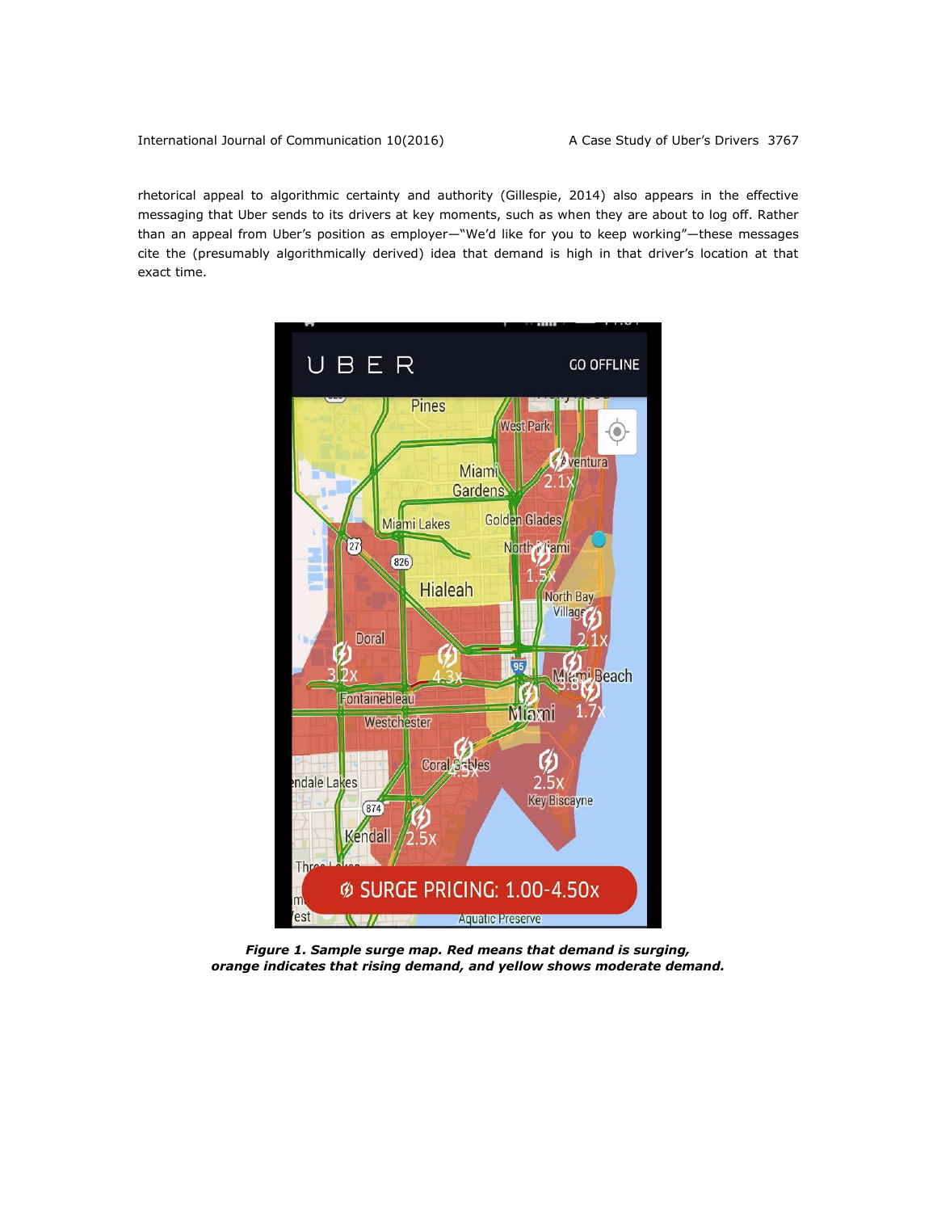rhetorical appeal to algorithmic certainty and authority (Gillespie, 2014) also appears in the effective messaging that Uber sends to its drivers at key moments, such as when they are about to log off. Rather than an appeal from Uber's position as employer—"We'd like for you to keep working"—these messages cite the (presumably algorithmically derived) idea that demand is high in that driver's location at that exact time.

***Figure 1. Sample surge map. Red means that demand is surging, orange indicates that rising demand, and yellow shows moderate demand.***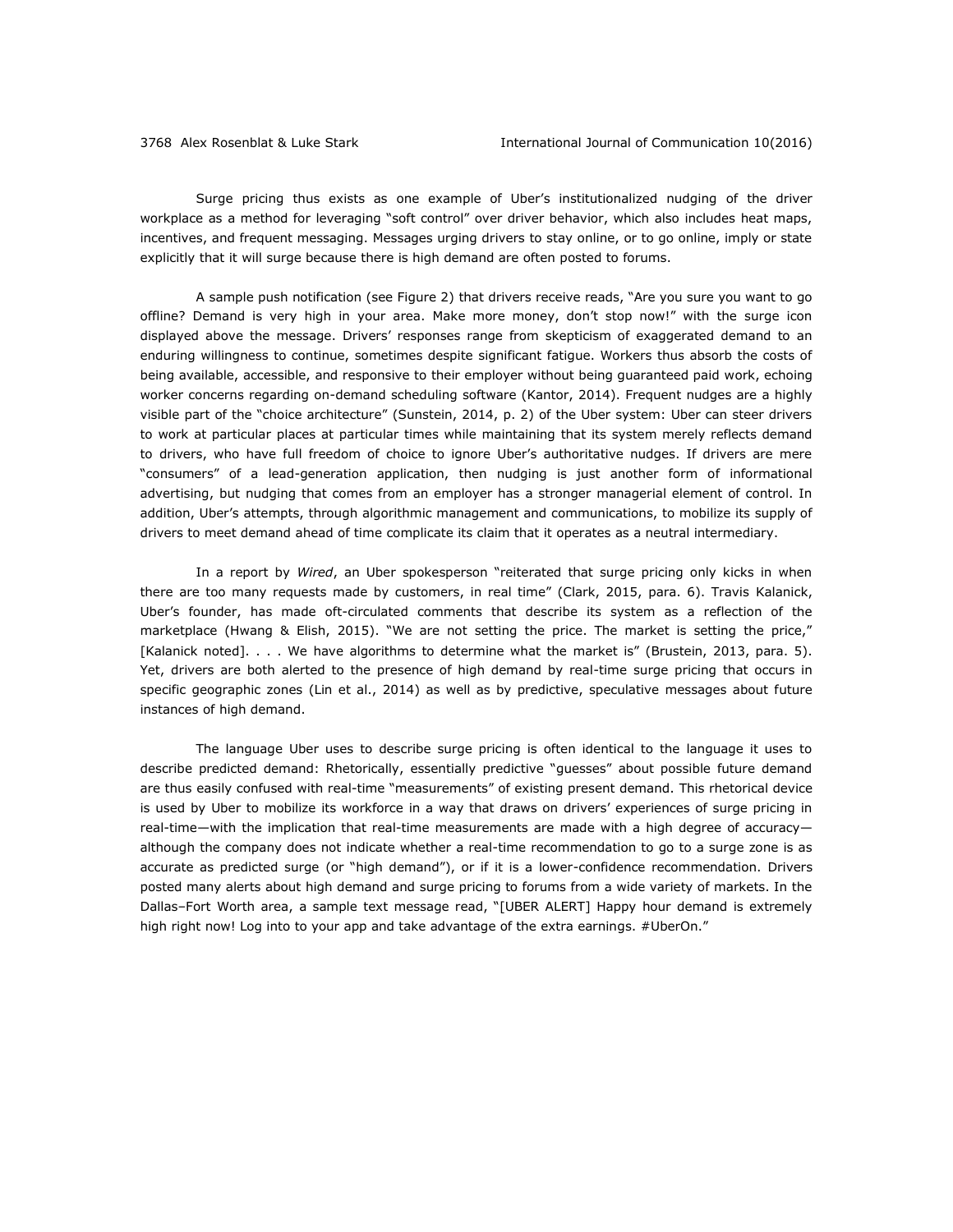Surge pricing thus exists as one example of Uber's institutionalized nudging of the driver workplace as a method for leveraging "soft control" over driver behavior, which also includes heat maps, incentives, and frequent messaging. Messages urging drivers to stay online, or to go online, imply or state explicitly that it will surge because there is high demand are often posted to forums.

A sample push notification (see Figure 2) that drivers receive reads, "Are you sure you want to go offline? Demand is very high in your area. Make more money, don't stop now!" with the surge icon displayed above the message. Drivers' responses range from skepticism of exaggerated demand to an enduring willingness to continue, sometimes despite significant fatigue. Workers thus absorb the costs of being available, accessible, and responsive to their employer without being guaranteed paid work, echoing worker concerns regarding on-demand scheduling software (Kantor, 2014). Frequent nudges are a highly visible part of the "choice architecture" (Sunstein, 2014, p. 2) of the Uber system: Uber can steer drivers to work at particular places at particular times while maintaining that its system merely reflects demand to drivers, who have full freedom of choice to ignore Uber's authoritative nudges. If drivers are mere "consumers" of a lead-generation application, then nudging is just another form of informational advertising, but nudging that comes from an employer has a stronger managerial element of control. In addition, Uber's attempts, through algorithmic management and communications, to mobilize its supply of drivers to meet demand ahead of time complicate its claim that it operates as a neutral intermediary.

In a report by *Wired*, an Uber spokesperson "reiterated that surge pricing only kicks in when there are too many requests made by customers, in real time" (Clark, 2015, para. 6). Travis Kalanick, Uber's founder, has made oft-circulated comments that describe its system as a reflection of the marketplace (Hwang & Elish, 2015). "We are not setting the price. The market is setting the price," [Kalanick noted]. . . . We have algorithms to determine what the market is" (Brustein, 2013, para. 5). Yet, drivers are both alerted to the presence of high demand by real-time surge pricing that occurs in specific geographic zones (Lin et al., 2014) as well as by predictive, speculative messages about future instances of high demand.

The language Uber uses to describe surge pricing is often identical to the language it uses to describe predicted demand: Rhetorically, essentially predictive "guesses" about possible future demand are thus easily confused with real-time "measurements" of existing present demand. This rhetorical device is used by Uber to mobilize its workforce in a way that draws on drivers' experiences of surge pricing in real-time—with the implication that real-time measurements are made with a high degree of accuracy—although the company does not indicate whether a real-time recommendation to go to a surge zone is as accurate as predicted surge (or "high demand"), or if it is a lower-confidence recommendation. Drivers posted many alerts about high demand and surge pricing to forums from a wide variety of markets. In the Dallas–Fort Worth area, a sample text message read, "[UBER ALERT] Happy hour demand is extremely high right now! Log into to your app and take advantage of the extra earnings. #UberOn."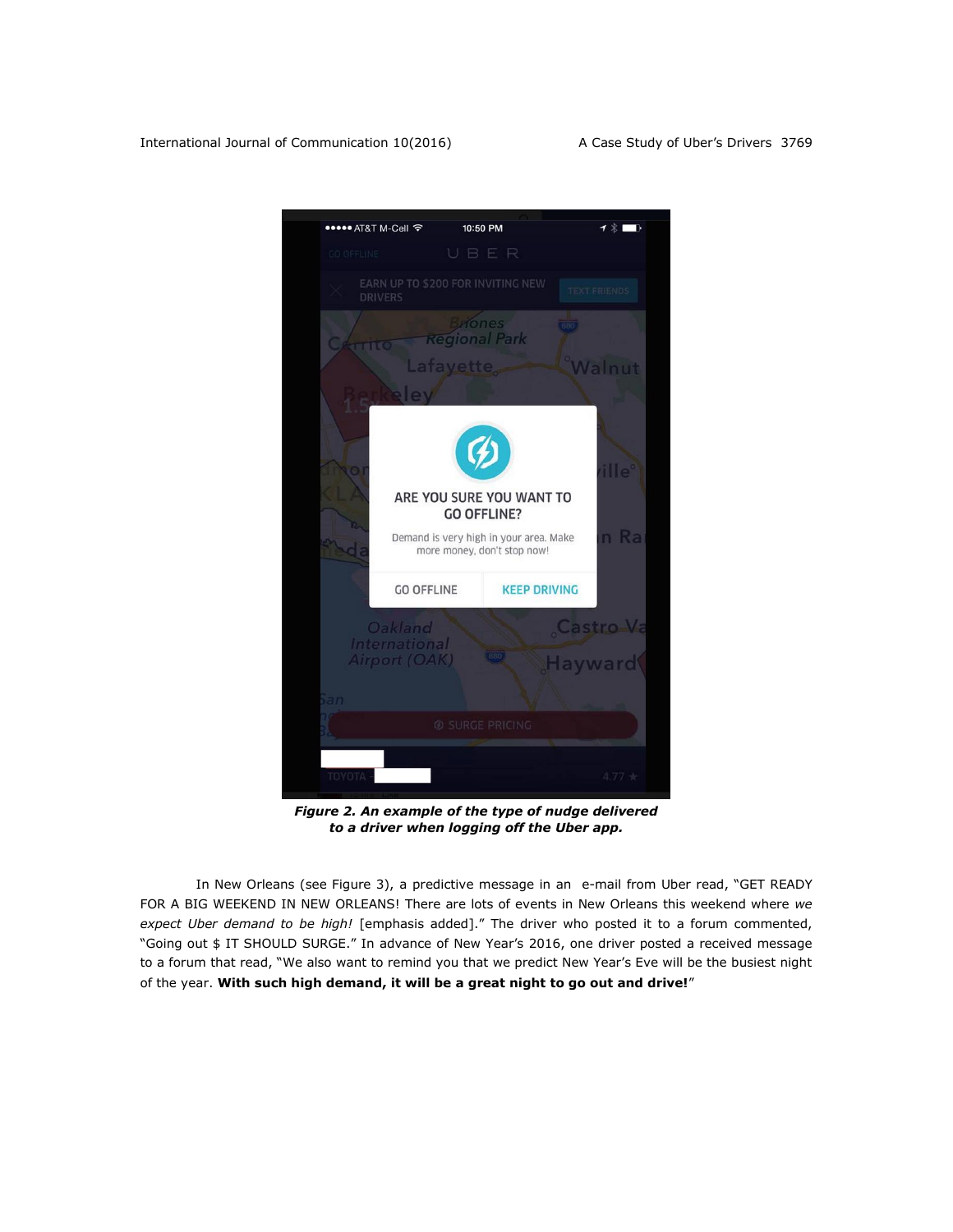***Figure 2. An example of the type of nudge delivered to a driver when logging off the Uber app.***

In New Orleans (see Figure 3), a predictive message in an e-mail from Uber read, "GET READY FOR A BIG WEEKEND IN NEW ORLEANS! There are lots of events in New Orleans this weekend where *we expect Uber demand to be high!* [emphasis added]." The driver who posted it to a forum commented, "Going out $ IT SHOULD SURGE." In advance of New Year's 2016, one driver posted a received message to a forum that read, "We also want to remind you that we predict New Year's Eve will be the busiest night of the year. **With such high demand, it will be a great night to go out and drive!**"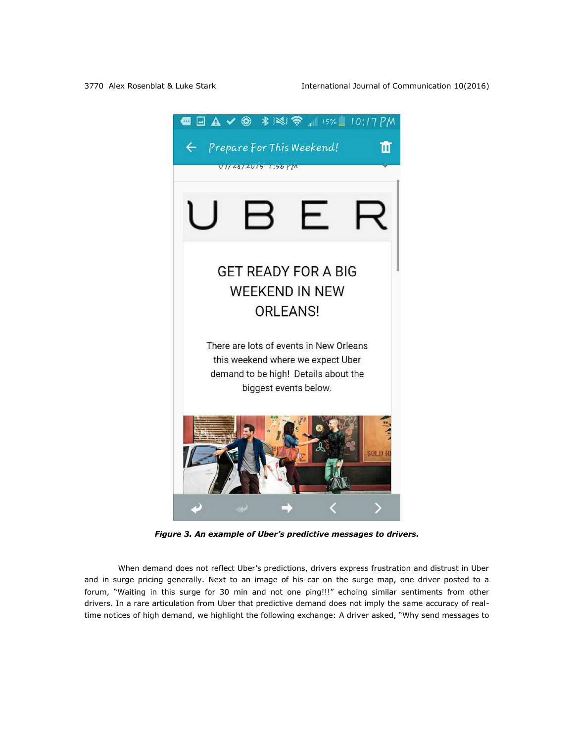*Figure 3. An example of Uber's predictive messages to drivers.*

When demand does not reflect Uber's predictions, drivers express frustration and distrust in Uber and in surge pricing generally. Next to an image of his car on the surge map, one driver posted to a forum, "Waiting in this surge for 30 min and not one ping!!!" echoing similar sentiments from other drivers. In a rare articulation from Uber that predictive demand does not imply the same accuracy of real-time notices of high demand, we highlight the following exchange: A driver asked, "Why send messages to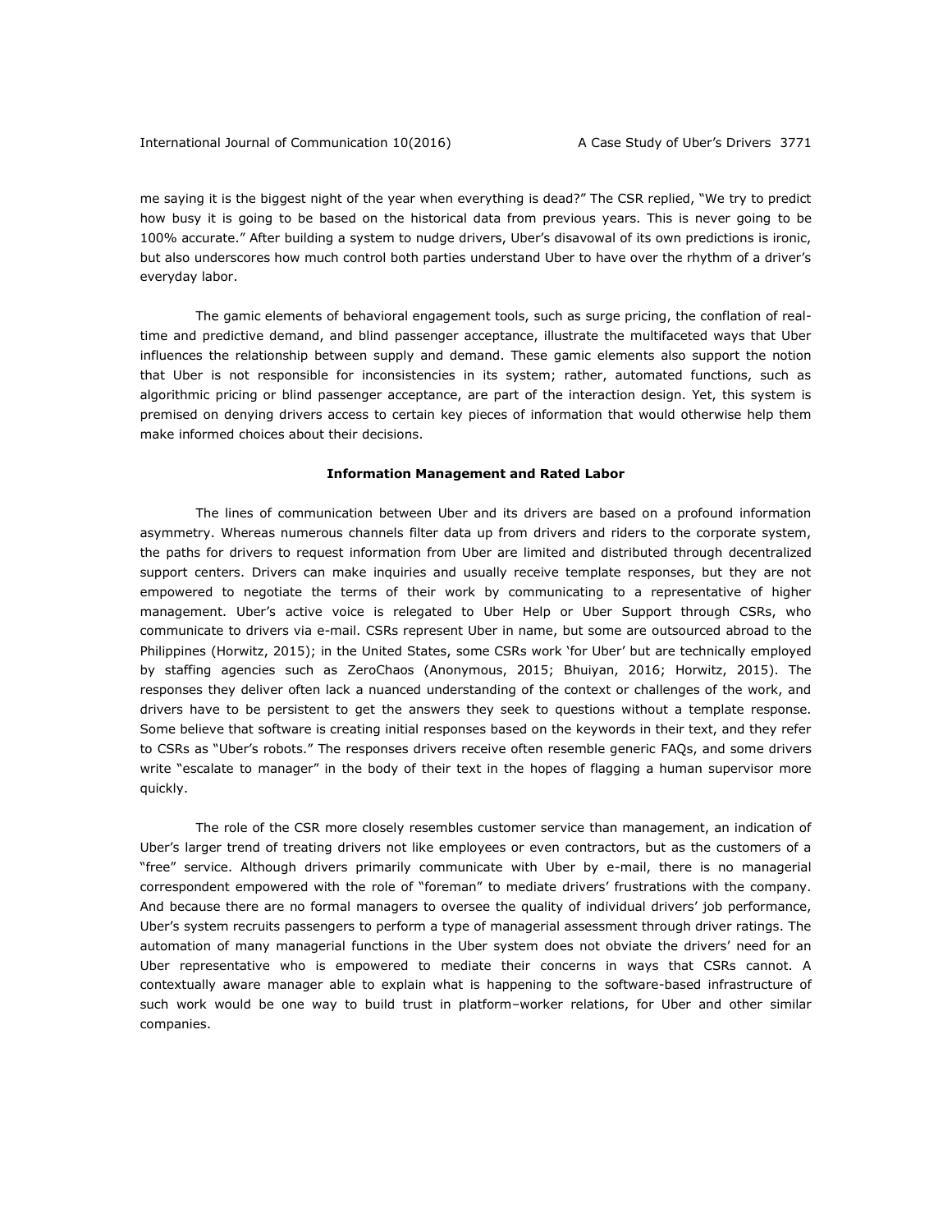me saying it is the biggest night of the year when everything is dead?" The CSR replied, "We try to predict how busy it is going to be based on the historical data from previous years. This is never going to be 100% accurate." After building a system to nudge drivers, Uber's disavowal of its own predictions is ironic, but also underscores how much control both parties understand Uber to have over the rhythm of a driver's everyday labor.

The gamic elements of behavioral engagement tools, such as surge pricing, the conflation of real-time and predictive demand, and blind passenger acceptance, illustrate the multifaceted ways that Uber influences the relationship between supply and demand. These gamic elements also support the notion that Uber is not responsible for inconsistencies in its system; rather, automated functions, such as algorithmic pricing or blind passenger acceptance, are part of the interaction design. Yet, this system is premised on denying drivers access to certain key pieces of information that would otherwise help them make informed choices about their decisions.

## Information Management and Rated Labor

The lines of communication between Uber and its drivers are based on a profound information asymmetry. Whereas numerous channels filter data up from drivers and riders to the corporate system, the paths for drivers to request information from Uber are limited and distributed through decentralized support centers. Drivers can make inquiries and usually receive template responses, but they are not empowered to negotiate the terms of their work by communicating to a representative of higher management. Uber's active voice is relegated to Uber Help or Uber Support through CSRs, who communicate to drivers via e-mail. CSRs represent Uber in name, but some are outsourced abroad to the Philippines (Horwitz, 2015); in the United States, some CSRs work 'for Uber' but are technically employed by staffing agencies such as ZeroChaos (Anonymous, 2015; Bhuiyan, 2016; Horwitz, 2015). The responses they deliver often lack a nuanced understanding of the context or challenges of the work, and drivers have to be persistent to get the answers they seek to questions without a template response. Some believe that software is creating initial responses based on the keywords in their text, and they refer to CSRs as "Uber's robots." The responses drivers receive often resemble generic FAQs, and some drivers write "escalate to manager" in the body of their text in the hopes of flagging a human supervisor more quickly.

The role of the CSR more closely resembles customer service than management, an indication of Uber's larger trend of treating drivers not like employees or even contractors, but as the customers of a "free" service. Although drivers primarily communicate with Uber by e-mail, there is no managerial correspondent empowered with the role of "foreman" to mediate drivers' frustrations with the company. And because there are no formal managers to oversee the quality of individual drivers' job performance, Uber's system recruits passengers to perform a type of managerial assessment through driver ratings. The automation of many managerial functions in the Uber system does not obviate the drivers' need for an Uber representative who is empowered to mediate their concerns in ways that CSRs cannot. A contextually aware manager able to explain what is happening to the software-based infrastructure of such work would be one way to build trust in platform–worker relations, for Uber and other similar companies.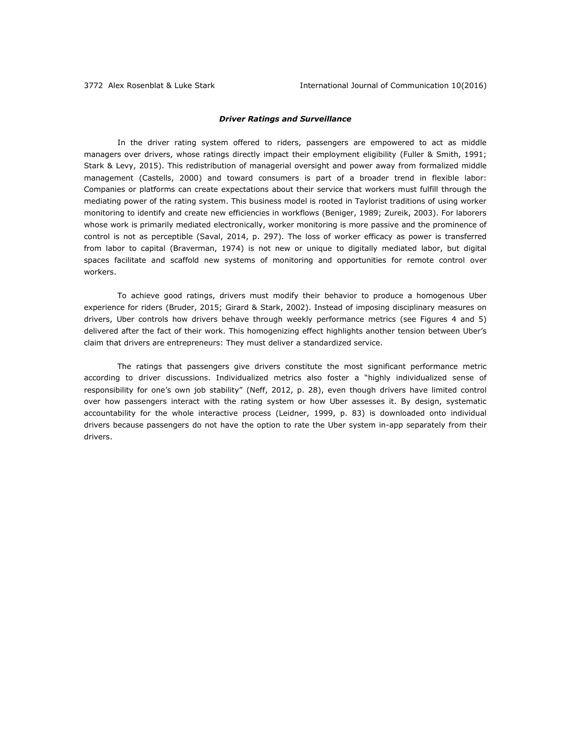### ***Driver Ratings and Surveillance***

In the driver rating system offered to riders, passengers are empowered to act as middle managers over drivers, whose ratings directly impact their employment eligibility (Fuller & Smith, 1991; Stark & Levy, 2015). This redistribution of managerial oversight and power away from formalized middle management (Castells, 2000) and toward consumers is part of a broader trend in flexible labor: Companies or platforms can create expectations about their service that workers must fulfill through the mediating power of the rating system. This business model is rooted in Taylorist traditions of using worker monitoring to identify and create new efficiencies in workflows (Beniger, 1989; Zureik, 2003). For laborers whose work is primarily mediated electronically, worker monitoring is more passive and the prominence of control is not as perceptible (Saval, 2014, p. 297). The loss of worker efficacy as power is transferred from labor to capital (Braverman, 1974) is not new or unique to digitally mediated labor, but digital spaces facilitate and scaffold new systems of monitoring and opportunities for remote control over workers.

To achieve good ratings, drivers must modify their behavior to produce a homogenous Uber experience for riders (Bruder, 2015; Girard & Stark, 2002). Instead of imposing disciplinary measures on drivers, Uber controls how drivers behave through weekly performance metrics (see Figures 4 and 5) delivered after the fact of their work. This homogenizing effect highlights another tension between Uber's claim that drivers are entrepreneurs: They must deliver a standardized service.

The ratings that passengers give drivers constitute the most significant performance metric according to driver discussions. Individualized metrics also foster a "highly individualized sense of responsibility for one's own job stability" (Neff, 2012, p. 28), even though drivers have limited control over how passengers interact with the rating system or how Uber assesses it. By design, systematic accountability for the whole interactive process (Leidner, 1999, p. 83) is downloaded onto individual drivers because passengers do not have the option to rate the Uber system in-app separately from their drivers.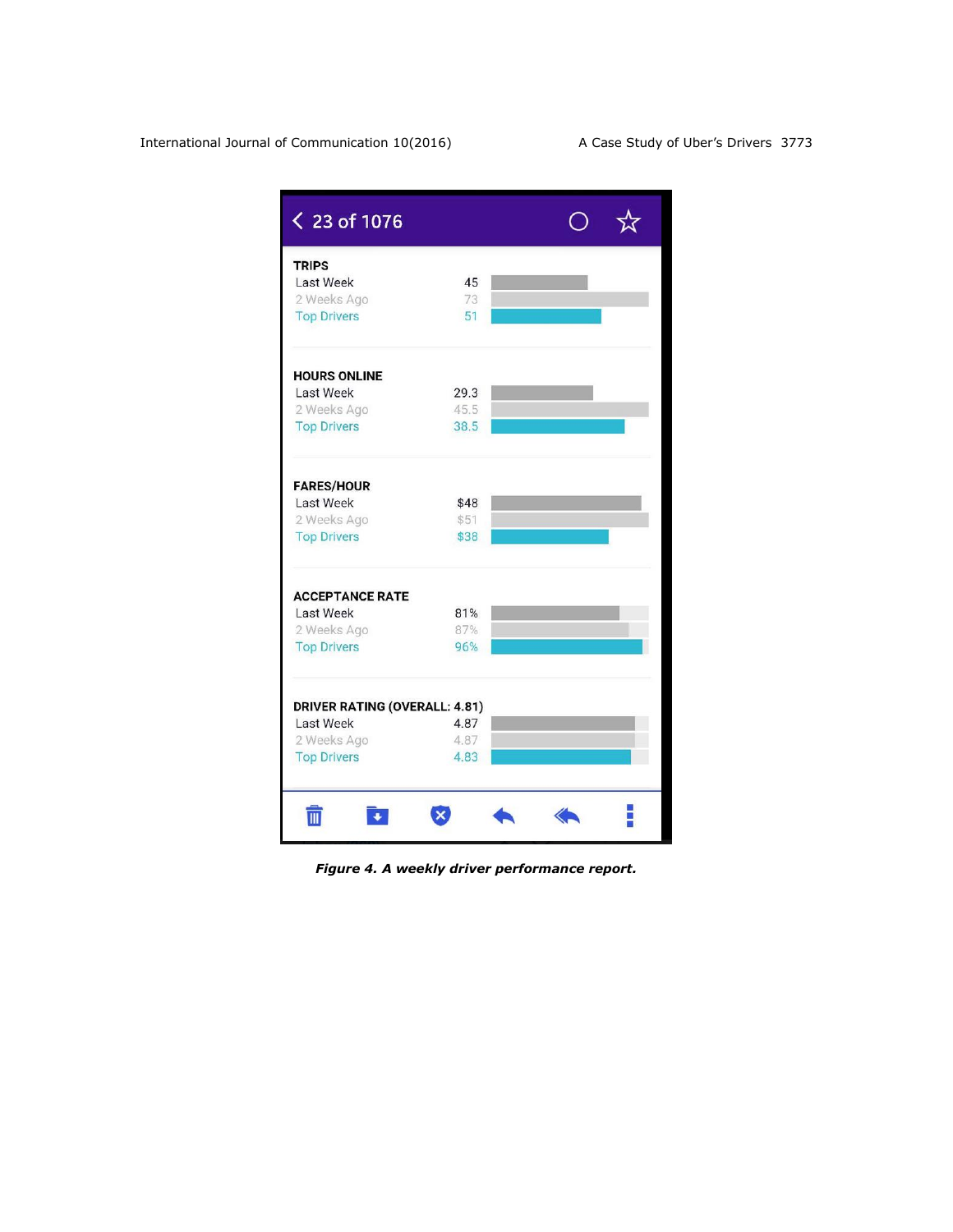23 of 1076

| TRIPS | |
|---|---|
| Last Week | 45 |
| 2 Weeks Ago | 73 |
| Top Drivers | 51 |

| HOURS ONLINE | |
|---|---|
| Last Week | 29.3 |
| 2 Weeks Ago | 45.5 |
| Top Drivers | 38.5 |

| FARES/HOUR | |
|---|---|
| Last Week | $48 |
| 2 Weeks Ago | $51 |
| Top Drivers | $38 |

| ACCEPTANCE RATE | |
|---|---|
| Last Week | 81% |
| 2 Weeks Ago | 87% |
| Top Drivers | 96% |

| DRIVER RATING (OVERALL: 4.81) | |
|---|---|
| Last Week | 4.87 |
| 2 Weeks Ago | 4.87 |
| Top Drivers | 4.83 |

***Figure 4. A weekly driver performance report.***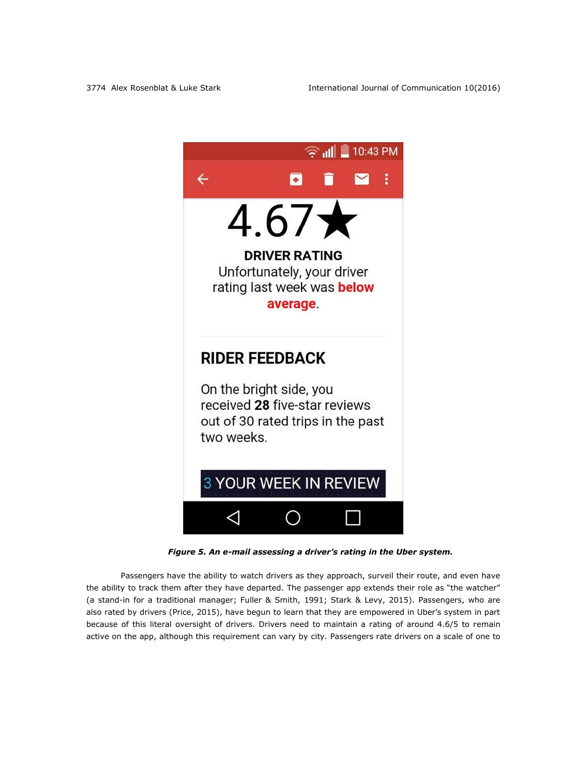*Figure 5. An e-mail assessing a driver's rating in the Uber system.*

Passengers have the ability to watch drivers as they approach, surveil their route, and even have the ability to track them after they have departed. The passenger app extends their role as "the watcher" (a stand-in for a traditional manager; Fuller & Smith, 1991; Stark & Levy, 2015). Passengers, who are also rated by drivers (Price, 2015), have begun to learn that they are empowered in Uber's system in part because of this literal oversight of drivers. Drivers need to maintain a rating of around 4.6/5 to remain active on the app, although this requirement can vary by city. Passengers rate drivers on a scale of one to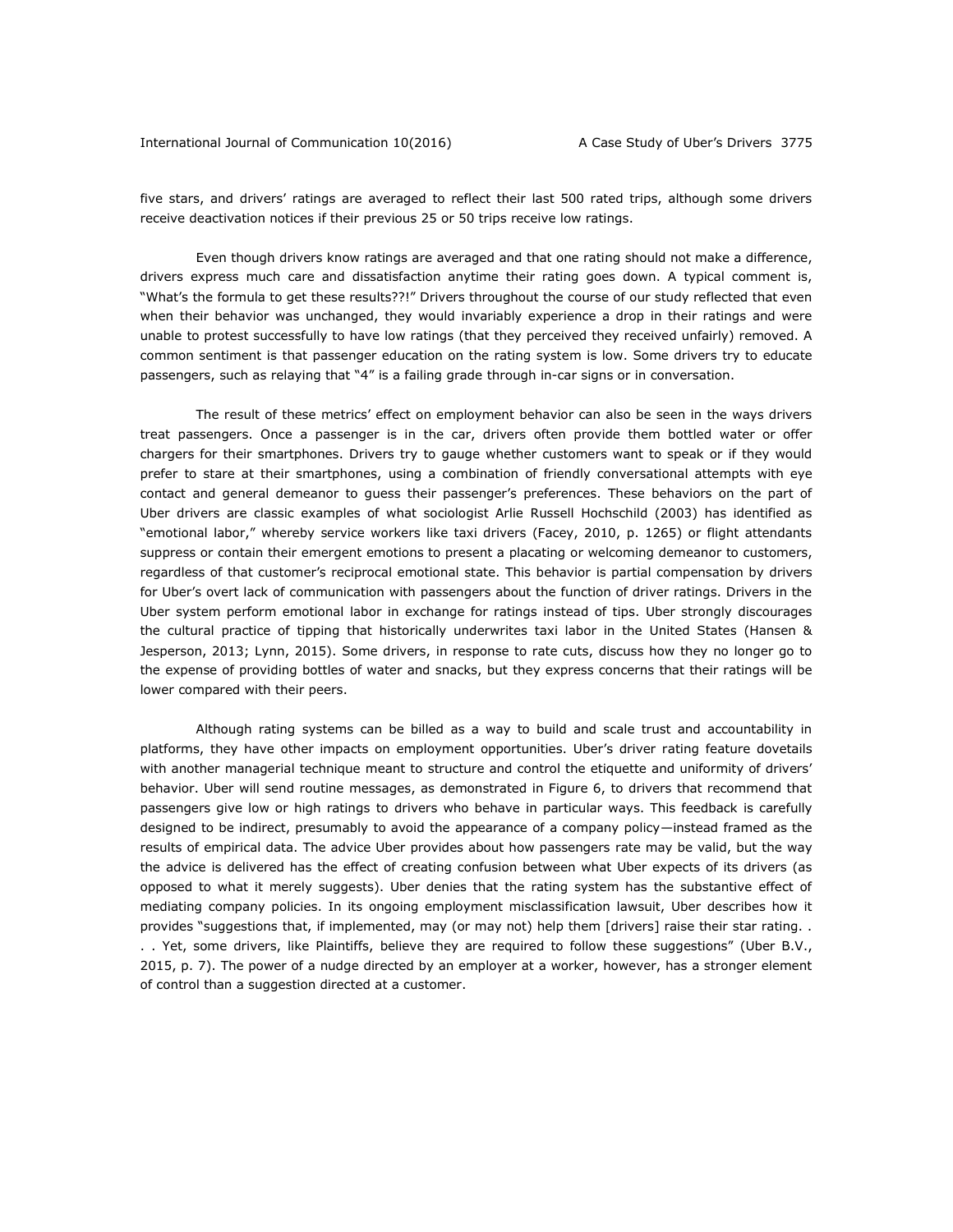five stars, and drivers' ratings are averaged to reflect their last 500 rated trips, although some drivers receive deactivation notices if their previous 25 or 50 trips receive low ratings.

Even though drivers know ratings are averaged and that one rating should not make a difference, drivers express much care and dissatisfaction anytime their rating goes down. A typical comment is, "What's the formula to get these results??!" Drivers throughout the course of our study reflected that even when their behavior was unchanged, they would invariably experience a drop in their ratings and were unable to protest successfully to have low ratings (that they perceived they received unfairly) removed. A common sentiment is that passenger education on the rating system is low. Some drivers try to educate passengers, such as relaying that "4" is a failing grade through in-car signs or in conversation.

The result of these metrics' effect on employment behavior can also be seen in the ways drivers treat passengers. Once a passenger is in the car, drivers often provide them bottled water or offer chargers for their smartphones. Drivers try to gauge whether customers want to speak or if they would prefer to stare at their smartphones, using a combination of friendly conversational attempts with eye contact and general demeanor to guess their passenger's preferences. These behaviors on the part of Uber drivers are classic examples of what sociologist Arlie Russell Hochschild (2003) has identified as "emotional labor," whereby service workers like taxi drivers (Facey, 2010, p. 1265) or flight attendants suppress or contain their emergent emotions to present a placating or welcoming demeanor to customers, regardless of that customer's reciprocal emotional state. This behavior is partial compensation by drivers for Uber's overt lack of communication with passengers about the function of driver ratings. Drivers in the Uber system perform emotional labor in exchange for ratings instead of tips. Uber strongly discourages the cultural practice of tipping that historically underwrites taxi labor in the United States (Hansen & Jesperson, 2013; Lynn, 2015). Some drivers, in response to rate cuts, discuss how they no longer go to the expense of providing bottles of water and snacks, but they express concerns that their ratings will be lower compared with their peers.

Although rating systems can be billed as a way to build and scale trust and accountability in platforms, they have other impacts on employment opportunities. Uber's driver rating feature dovetails with another managerial technique meant to structure and control the etiquette and uniformity of drivers' behavior. Uber will send routine messages, as demonstrated in Figure 6, to drivers that recommend that passengers give low or high ratings to drivers who behave in particular ways. This feedback is carefully designed to be indirect, presumably to avoid the appearance of a company policy—instead framed as the results of empirical data. The advice Uber provides about how passengers rate may be valid, but the way the advice is delivered has the effect of creating confusion between what Uber expects of its drivers (as opposed to what it merely suggests). Uber denies that the rating system has the substantive effect of mediating company policies. In its ongoing employment misclassification lawsuit, Uber describes how it provides "suggestions that, if implemented, may (or may not) help them [drivers] raise their star rating. . . . Yet, some drivers, like Plaintiffs, believe they are required to follow these suggestions" (Uber B.V., 2015, p. 7). The power of a nudge directed by an employer at a worker, however, has a stronger element of control than a suggestion directed at a customer.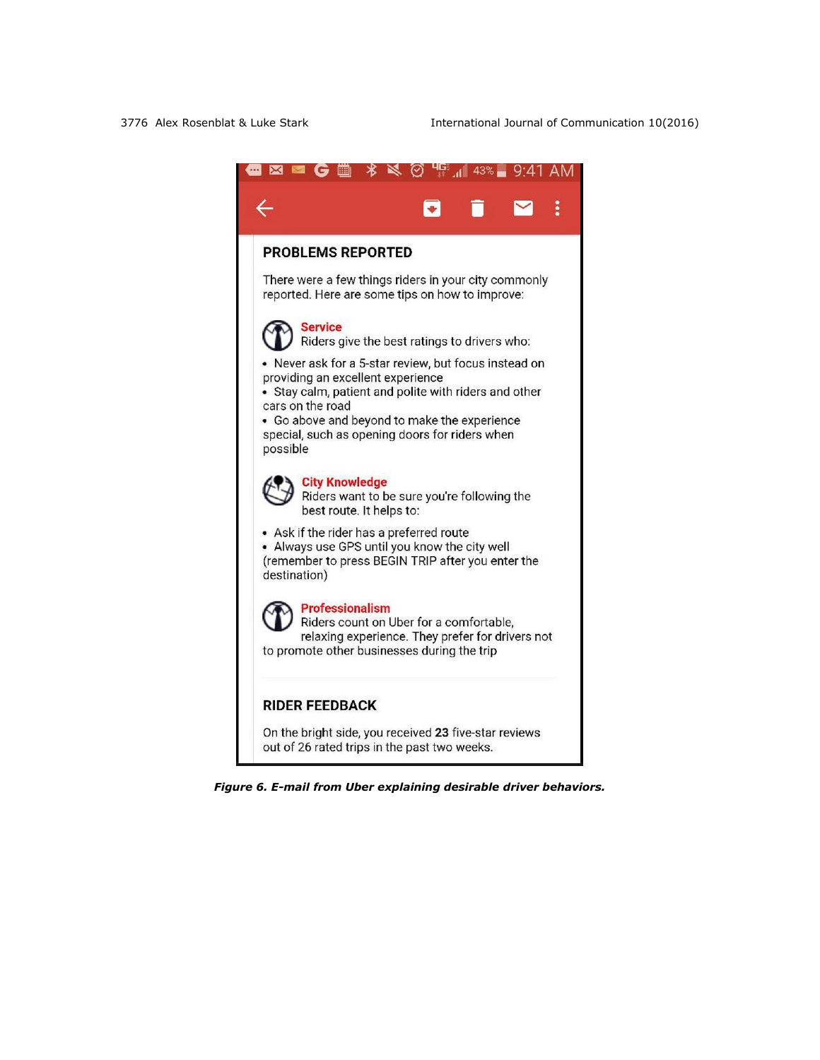PROBLEMS REPORTED

There were a few things riders in your city commonly reported. Here are some tips on how to improve:

**Service**
Riders give the best ratings to drivers who:

- Never ask for a 5-star review, but focus instead on providing an excellent experience
- Stay calm, patient and polite with riders and other cars on the road
- Go above and beyond to make the experience special, such as opening doors for riders when possible

**City Knowledge**
Riders want to be sure you're following the best route. It helps to:

- Ask if the rider has a preferred route
- Always use GPS until you know the city well (remember to press BEGIN TRIP after you enter the destination)

**Professionalism**
Riders count on Uber for a comfortable, relaxing experience. They prefer for drivers not to promote other businesses during the trip

RIDER FEEDBACK

On the bright side, you received **23** five-star reviews out of 26 rated trips in the past two weeks.

***Figure 6. E-mail from Uber explaining desirable driver behaviors.***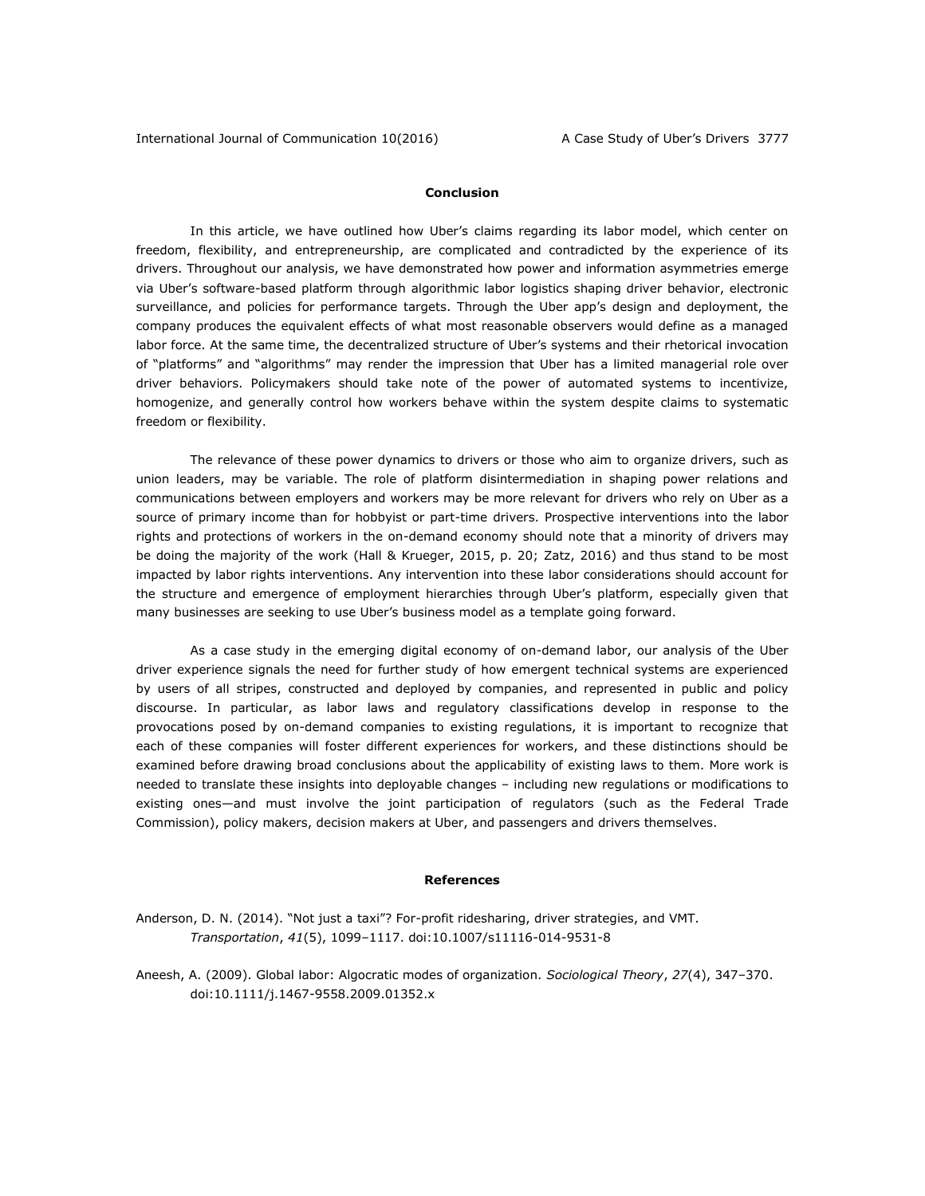## Conclusion

In this article, we have outlined how Uber's claims regarding its labor model, which center on freedom, flexibility, and entrepreneurship, are complicated and contradicted by the experience of its drivers. Throughout our analysis, we have demonstrated how power and information asymmetries emerge via Uber's software-based platform through algorithmic labor logistics shaping driver behavior, electronic surveillance, and policies for performance targets. Through the Uber app's design and deployment, the company produces the equivalent effects of what most reasonable observers would define as a managed labor force. At the same time, the decentralized structure of Uber's systems and their rhetorical invocation of "platforms" and "algorithms" may render the impression that Uber has a limited managerial role over driver behaviors. Policymakers should take note of the power of automated systems to incentivize, homogenize, and generally control how workers behave within the system despite claims to systematic freedom or flexibility.

The relevance of these power dynamics to drivers or those who aim to organize drivers, such as union leaders, may be variable. The role of platform disintermediation in shaping power relations and communications between employers and workers may be more relevant for drivers who rely on Uber as a source of primary income than for hobbyist or part-time drivers. Prospective interventions into the labor rights and protections of workers in the on-demand economy should note that a minority of drivers may be doing the majority of the work (Hall & Krueger, 2015, p. 20; Zatz, 2016) and thus stand to be most impacted by labor rights interventions. Any intervention into these labor considerations should account for the structure and emergence of employment hierarchies through Uber's platform, especially given that many businesses are seeking to use Uber's business model as a template going forward.

As a case study in the emerging digital economy of on-demand labor, our analysis of the Uber driver experience signals the need for further study of how emergent technical systems are experienced by users of all stripes, constructed and deployed by companies, and represented in public and policy discourse. In particular, as labor laws and regulatory classifications develop in response to the provocations posed by on-demand companies to existing regulations, it is important to recognize that each of these companies will foster different experiences for workers, and these distinctions should be examined before drawing broad conclusions about the applicability of existing laws to them. More work is needed to translate these insights into deployable changes – including new regulations or modifications to existing ones—and must involve the joint participation of regulators (such as the Federal Trade Commission), policy makers, decision makers at Uber, and passengers and drivers themselves.

## References

Anderson, D. N. (2014). "Not just a taxi"? For-profit ridesharing, driver strategies, and VMT. *Transportation*, *41*(5), 1099–1117. doi:10.1007/s11116-014-9531-8

Aneesh, A. (2009). Global labor: Algocratic modes of organization. *Sociological Theory*, *27*(4), 347–370. doi:10.1111/j.1467-9558.2009.01352.x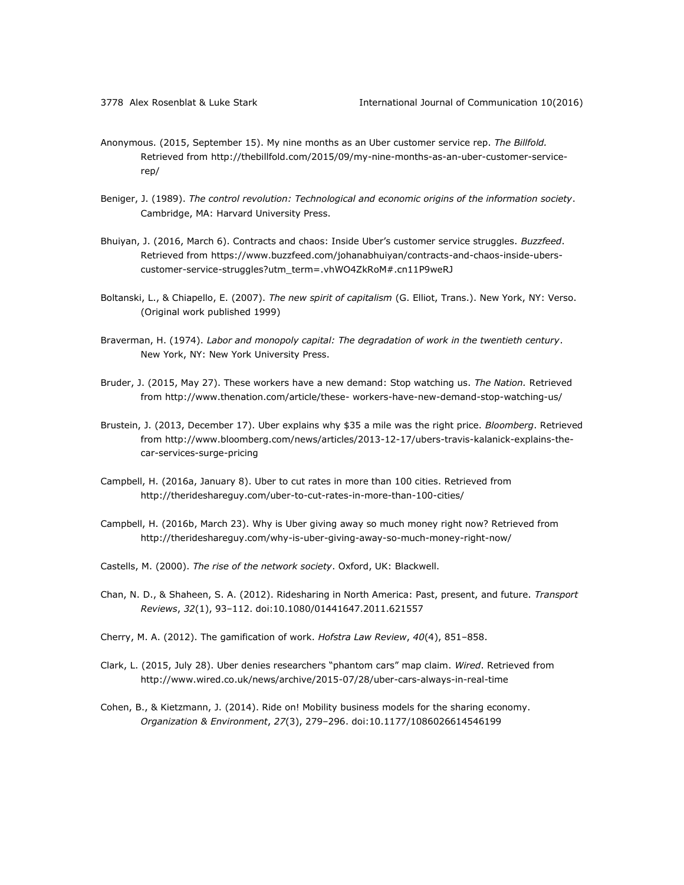Anonymous. (2015, September 15). My nine months as an Uber customer service rep. *The Billfold.* Retrieved from http://thebillfold.com/2015/09/my-nine-months-as-an-uber-customer-service-rep/

Beniger, J. (1989). *The control revolution: Technological and economic origins of the information society*. Cambridge, MA: Harvard University Press.

Bhuiyan, J. (2016, March 6). Contracts and chaos: Inside Uber's customer service struggles. *Buzzfeed*. Retrieved from https://www.buzzfeed.com/johanabhuiyan/contracts-and-chaos-inside-ubers-customer-service-struggles?utm_term=.vhWO4ZkRoM#.cn11P9weRJ

Boltanski, L., & Chiapello, E. (2007). *The new spirit of capitalism* (G. Elliot, Trans.). New York, NY: Verso. (Original work published 1999)

Braverman, H. (1974). *Labor and monopoly capital: The degradation of work in the twentieth century*. New York, NY: New York University Press.

Bruder, J. (2015, May 27). These workers have a new demand: Stop watching us. *The Nation.* Retrieved from http://www.thenation.com/article/these- workers-have-new-demand-stop-watching-us/

Brustein, J. (2013, December 17). Uber explains why $35 a mile was the right price. *Bloomberg*. Retrieved from http://www.bloomberg.com/news/articles/2013-12-17/ubers-travis-kalanick-explains-the-car-services-surge-pricing

Campbell, H. (2016a, January 8). Uber to cut rates in more than 100 cities. Retrieved from http://therideshareguy.com/uber-to-cut-rates-in-more-than-100-cities/

Campbell, H. (2016b, March 23). Why is Uber giving away so much money right now? Retrieved from http://therideshareguy.com/why-is-uber-giving-away-so-much-money-right-now/

Castells, M. (2000). *The rise of the network society*. Oxford, UK: Blackwell.

Chan, N. D., & Shaheen, S. A. (2012). Ridesharing in North America: Past, present, and future. *Transport Reviews*, *32*(1), 93–112. doi:10.1080/01441647.2011.621557

Cherry, M. A. (2012). The gamification of work. *Hofstra Law Review*, *40*(4), 851–858.

Clark, L. (2015, July 28). Uber denies researchers "phantom cars" map claim. *Wired*. Retrieved from http://www.wired.co.uk/news/archive/2015-07/28/uber-cars-always-in-real-time

Cohen, B., & Kietzmann, J. (2014). Ride on! Mobility business models for the sharing economy. *Organization & Environment*, *27*(3), 279–296. doi:10.1177/1086026614546199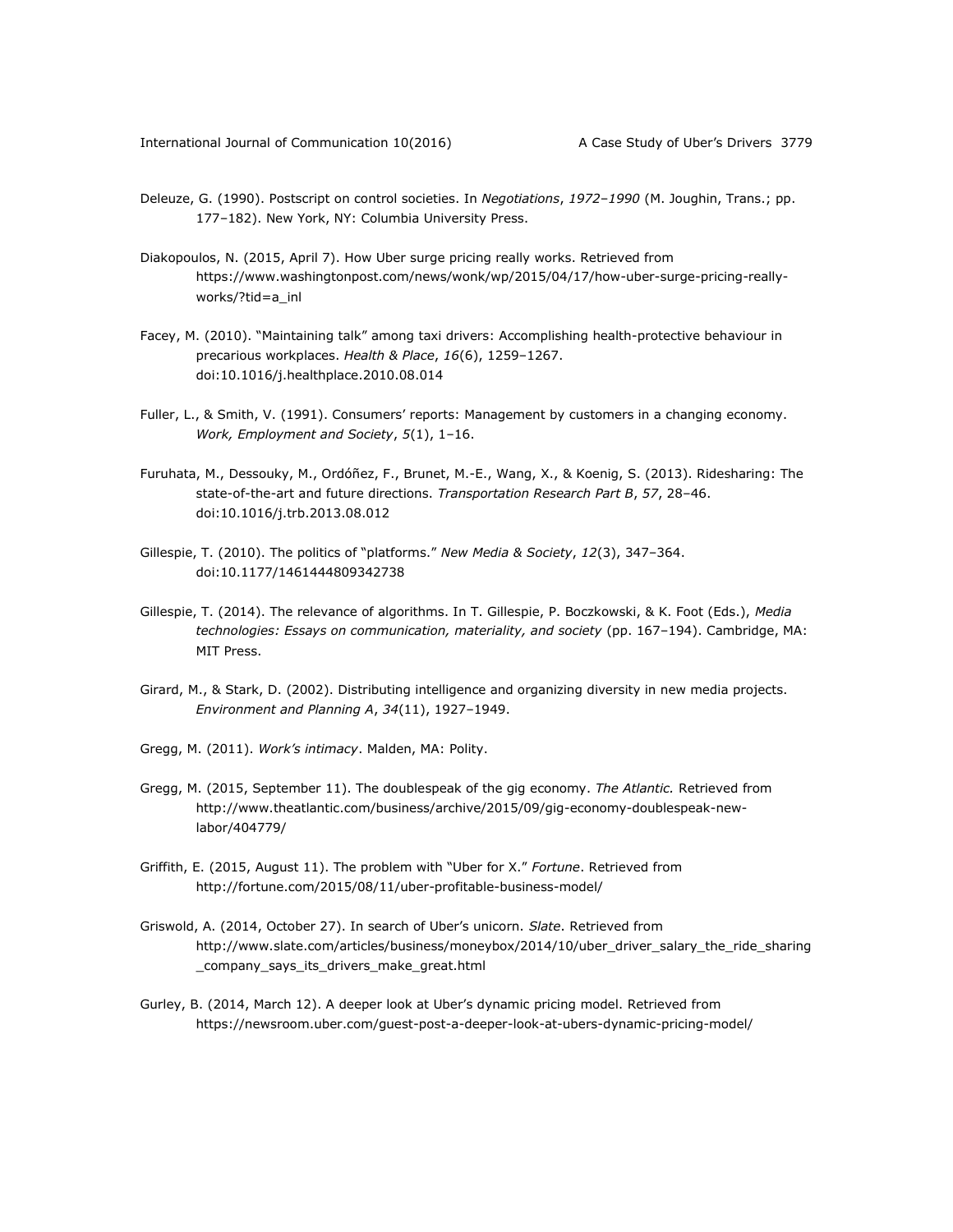Deleuze, G. (1990). Postscript on control societies. In *Negotiations*, *1972–1990* (M. Joughin, Trans.; pp. 177–182). New York, NY: Columbia University Press.

Diakopoulos, N. (2015, April 7). How Uber surge pricing really works. Retrieved from https://www.washingtonpost.com/news/wonk/wp/2015/04/17/how-uber-surge-pricing-really-works/?tid=a_inl

Facey, M. (2010). "Maintaining talk" among taxi drivers: Accomplishing health-protective behaviour in precarious workplaces. *Health & Place*, *16*(6), 1259–1267. doi:10.1016/j.healthplace.2010.08.014

Fuller, L., & Smith, V. (1991). Consumers' reports: Management by customers in a changing economy. *Work, Employment and Society*, *5*(1), 1–16.

Furuhata, M., Dessouky, M., Ordóñez, F., Brunet, M.-E., Wang, X., & Koenig, S. (2013). Ridesharing: The state-of-the-art and future directions. *Transportation Research Part B*, *57*, 28–46. doi:10.1016/j.trb.2013.08.012

Gillespie, T. (2010). The politics of "platforms." *New Media & Society*, *12*(3), 347–364. doi:10.1177/1461444809342738

Gillespie, T. (2014). The relevance of algorithms. In T. Gillespie, P. Boczkowski, & K. Foot (Eds.), *Media technologies: Essays on communication, materiality, and society* (pp. 167–194). Cambridge, MA: MIT Press.

Girard, M., & Stark, D. (2002). Distributing intelligence and organizing diversity in new media projects. *Environment and Planning A*, *34*(11), 1927–1949.

Gregg, M. (2011). *Work's intimacy*. Malden, MA: Polity.

Gregg, M. (2015, September 11). The doublespeak of the gig economy. *The Atlantic.* Retrieved from http://www.theatlantic.com/business/archive/2015/09/gig-economy-doublespeak-new-labor/404779/

Griffith, E. (2015, August 11). The problem with "Uber for X." *Fortune*. Retrieved from http://fortune.com/2015/08/11/uber-profitable-business-model/

Griswold, A. (2014, October 27). In search of Uber's unicorn. *Slate*. Retrieved from http://www.slate.com/articles/business/moneybox/2014/10/uber_driver_salary_the_ride_sharing_company_says_its_drivers_make_great.html

Gurley, B. (2014, March 12). A deeper look at Uber's dynamic pricing model. Retrieved from https://newsroom.uber.com/guest-post-a-deeper-look-at-ubers-dynamic-pricing-model/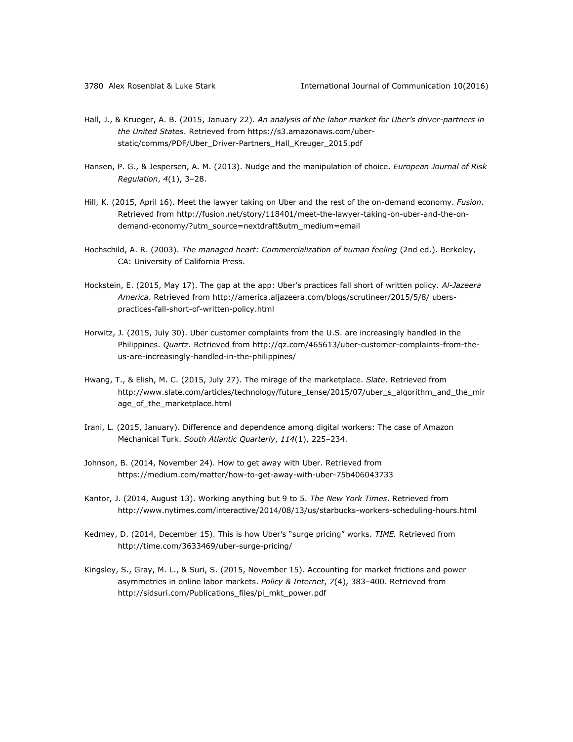Hall, J., & Krueger, A. B. (2015, January 22). *An analysis of the labor market for Uber's driver-partners in the United States*. Retrieved from https://s3.amazonaws.com/uber-static/comms/PDF/Uber_Driver-Partners_Hall_Kreuger_2015.pdf

Hansen, P. G., & Jespersen, A. M. (2013). Nudge and the manipulation of choice. *European Journal of Risk Regulation*, *4*(1), 3–28.

Hill, K. (2015, April 16). Meet the lawyer taking on Uber and the rest of the on-demand economy. *Fusion*. Retrieved from http://fusion.net/story/118401/meet-the-lawyer-taking-on-uber-and-the-on-demand-economy/?utm_source=nextdraft&utm_medium=email

Hochschild, A. R. (2003). *The managed heart: Commercialization of human feeling* (2nd ed.). Berkeley, CA: University of California Press.

Hockstein, E. (2015, May 17). The gap at the app: Uber's practices fall short of written policy. *Al-Jazeera America*. Retrieved from http://america.aljazeera.com/blogs/scrutineer/2015/5/8/ ubers-practices-fall-short-of-written-policy.html

Horwitz, J. (2015, July 30). Uber customer complaints from the U.S. are increasingly handled in the Philippines. *Quartz*. Retrieved from http://qz.com/465613/uber-customer-complaints-from-the-us-are-increasingly-handled-in-the-philippines/

Hwang, T., & Elish, M. C. (2015, July 27). The mirage of the marketplace. *Slate*. Retrieved from http://www.slate.com/articles/technology/future_tense/2015/07/uber_s_algorithm_and_the_mirage_of_the_marketplace.html

Irani, L. (2015, January). Difference and dependence among digital workers: The case of Amazon Mechanical Turk. *South Atlantic Quarterly*, *114*(1), 225–234.

Johnson, B. (2014, November 24). How to get away with Uber. Retrieved from https://medium.com/matter/how-to-get-away-with-uber-75b406043733

Kantor, J. (2014, August 13). Working anything but 9 to 5. *The New York Times*. Retrieved from http://www.nytimes.com/interactive/2014/08/13/us/starbucks-workers-scheduling-hours.html

Kedmey, D. (2014, December 15). This is how Uber's "surge pricing" works. *TIME.* Retrieved from http://time.com/3633469/uber-surge-pricing/

Kingsley, S., Gray, M. L., & Suri, S. (2015, November 15). Accounting for market frictions and power asymmetries in online labor markets. *Policy & Internet*, *7*(4), 383–400. Retrieved from http://sidsuri.com/Publications_files/pi_mkt_power.pdf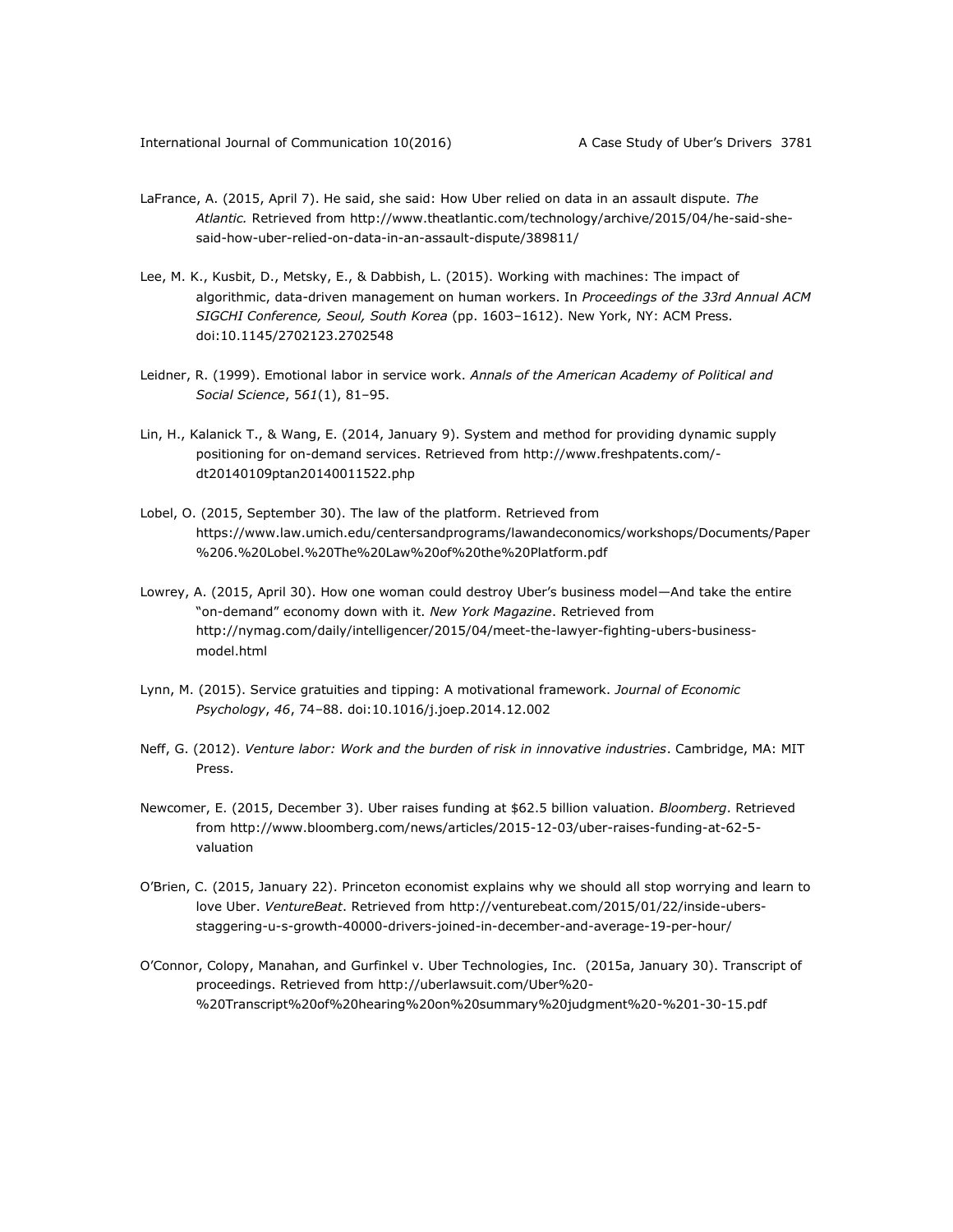LaFrance, A. (2015, April 7). He said, she said: How Uber relied on data in an assault dispute. *The Atlantic.* Retrieved from http://www.theatlantic.com/technology/archive/2015/04/he-said-she-said-how-uber-relied-on-data-in-an-assault-dispute/389811/

Lee, M. K., Kusbit, D., Metsky, E., & Dabbish, L. (2015). Working with machines: The impact of algorithmic, data-driven management on human workers. In *Proceedings of the 33rd Annual ACM SIGCHI Conference, Seoul, South Korea* (pp. 1603–1612). New York, NY: ACM Press. doi:10.1145/2702123.2702548

Leidner, R. (1999). Emotional labor in service work. *Annals of the American Academy of Political and Social Science*, *561*(1), 81–95.

Lin, H., Kalanick T., & Wang, E. (2014, January 9). System and method for providing dynamic supply positioning for on-demand services. Retrieved from http://www.freshpatents.com/-dt20140109ptan20140011522.php

Lobel, O. (2015, September 30). The law of the platform. Retrieved from https://www.law.umich.edu/centersandprograms/lawandeconomics/workshops/Documents/Paper%206.%20Lobel.%20The%20Law%20of%20the%20Platform.pdf

Lowrey, A. (2015, April 30). How one woman could destroy Uber's business model—And take the entire "on-demand" economy down with it. *New York Magazine*. Retrieved from http://nymag.com/daily/intelligencer/2015/04/meet-the-lawyer-fighting-ubers-business-model.html

Lynn, M. (2015). Service gratuities and tipping: A motivational framework. *Journal of Economic Psychology*, *46*, 74–88. doi:10.1016/j.joep.2014.12.002

Neff, G. (2012). *Venture labor: Work and the burden of risk in innovative industries*. Cambridge, MA: MIT Press.

Newcomer, E. (2015, December 3). Uber raises funding at $62.5 billion valuation. *Bloomberg*. Retrieved from http://www.bloomberg.com/news/articles/2015-12-03/uber-raises-funding-at-62-5-valuation

O'Brien, C. (2015, January 22). Princeton economist explains why we should all stop worrying and learn to love Uber. *VentureBeat*. Retrieved from http://venturebeat.com/2015/01/22/inside-ubers-staggering-u-s-growth-40000-drivers-joined-in-december-and-average-19-per-hour/

O'Connor, Colopy, Manahan, and Gurfinkel v. Uber Technologies, Inc. (2015a, January 30). Transcript of proceedings. Retrieved from http://uberlawsuit.com/Uber%20-%20Transcript%20of%20hearing%20on%20summary%20judgment%20-%201-30-15.pdf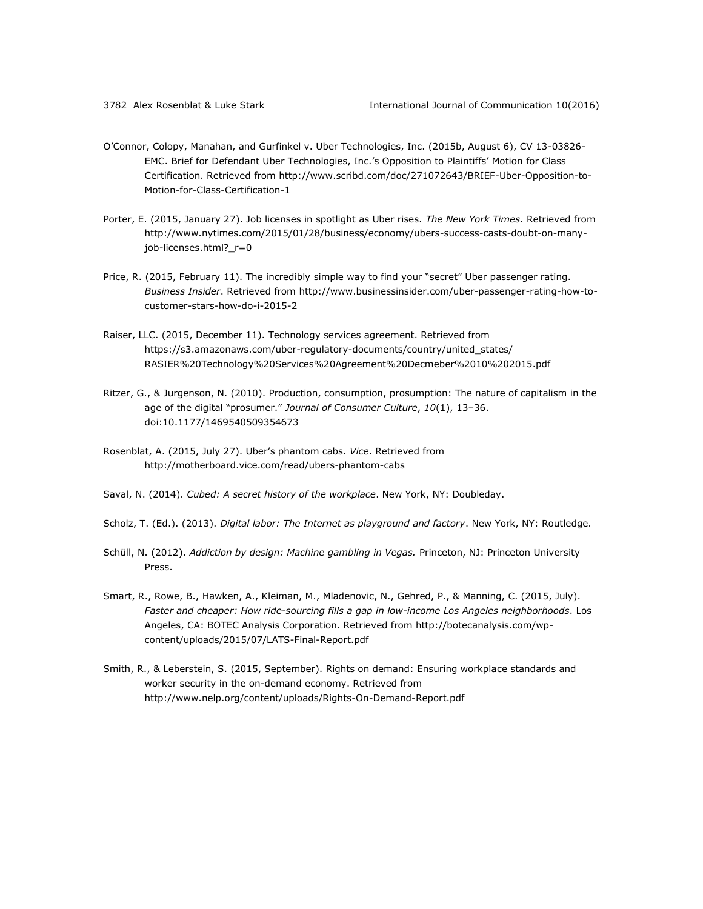O'Connor, Colopy, Manahan, and Gurfinkel v. Uber Technologies, Inc. (2015b, August 6), CV 13-03826-EMC. Brief for Defendant Uber Technologies, Inc.'s Opposition to Plaintiffs' Motion for Class Certification. Retrieved from http://www.scribd.com/doc/271072643/BRIEF-Uber-Opposition-to-Motion-for-Class-Certification-1

Porter, E. (2015, January 27). Job licenses in spotlight as Uber rises. *The New York Times*. Retrieved from http://www.nytimes.com/2015/01/28/business/economy/ubers-success-casts-doubt-on-many-job-licenses.html?_r=0

Price, R. (2015, February 11). The incredibly simple way to find your "secret" Uber passenger rating. *Business Insider*. Retrieved from http://www.businessinsider.com/uber-passenger-rating-how-to-customer-stars-how-do-i-2015-2

Raiser, LLC. (2015, December 11). Technology services agreement. Retrieved from https://s3.amazonaws.com/uber-regulatory-documents/country/united_states/RASIER%20Technology%20Services%20Agreement%20Decmeber%2010%202015.pdf

Ritzer, G., & Jurgenson, N. (2010). Production, consumption, prosumption: The nature of capitalism in the age of the digital "prosumer." *Journal of Consumer Culture*, *10*(1), 13–36. doi:10.1177/1469540509354673

Rosenblat, A. (2015, July 27). Uber's phantom cabs. *Vice*. Retrieved from http://motherboard.vice.com/read/ubers-phantom-cabs

Saval, N. (2014). *Cubed: A secret history of the workplace*. New York, NY: Doubleday.

Scholz, T. (Ed.). (2013). *Digital labor: The Internet as playground and factory*. New York, NY: Routledge.

Schüll, N. (2012). *Addiction by design: Machine gambling in Vegas.* Princeton, NJ: Princeton University Press.

Smart, R., Rowe, B., Hawken, A., Kleiman, M., Mladenovic, N., Gehred, P., & Manning, C. (2015, July). *Faster and cheaper: How ride-sourcing fills a gap in low-income Los Angeles neighborhoods*. Los Angeles, CA: BOTEC Analysis Corporation. Retrieved from http://botecanalysis.com/wp-content/uploads/2015/07/LATS-Final-Report.pdf

Smith, R., & Leberstein, S. (2015, September). Rights on demand: Ensuring workplace standards and worker security in the on-demand economy. Retrieved from http://www.nelp.org/content/uploads/Rights-On-Demand-Report.pdf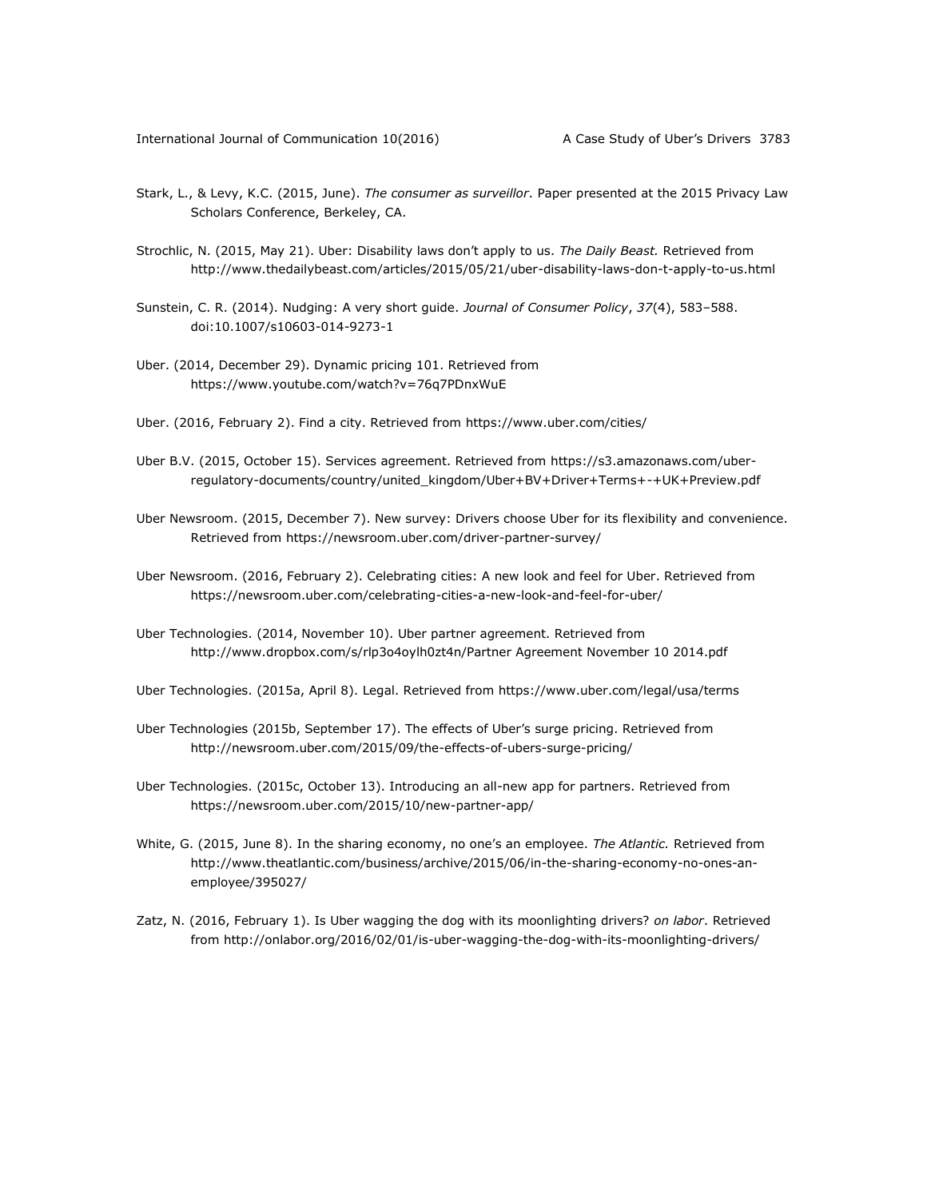Stark, L., & Levy, K.C. (2015, June). *The consumer as surveillor*. Paper presented at the 2015 Privacy Law Scholars Conference, Berkeley, CA.

Strochlic, N. (2015, May 21). Uber: Disability laws don't apply to us. *The Daily Beast.* Retrieved from http://www.thedailybeast.com/articles/2015/05/21/uber-disability-laws-don-t-apply-to-us.html

Sunstein, C. R. (2014). Nudging: A very short guide. *Journal of Consumer Policy*, *37*(4), 583–588. doi:10.1007/s10603-014-9273-1

Uber. (2014, December 29). Dynamic pricing 101. Retrieved from https://www.youtube.com/watch?v=76q7PDnxWuE

Uber. (2016, February 2). Find a city. Retrieved from https://www.uber.com/cities/

Uber B.V. (2015, October 15). Services agreement. Retrieved from https://s3.amazonaws.com/uber-regulatory-documents/country/united_kingdom/Uber+BV+Driver+Terms+-+UK+Preview.pdf

Uber Newsroom. (2015, December 7). New survey: Drivers choose Uber for its flexibility and convenience. Retrieved from https://newsroom.uber.com/driver-partner-survey/

Uber Newsroom. (2016, February 2). Celebrating cities: A new look and feel for Uber. Retrieved from https://newsroom.uber.com/celebrating-cities-a-new-look-and-feel-for-uber/

Uber Technologies. (2014, November 10). Uber partner agreement. Retrieved from http://www.dropbox.com/s/rlp3o4oylh0zt4n/Partner Agreement November 10 2014.pdf

Uber Technologies. (2015a, April 8). Legal. Retrieved from https://www.uber.com/legal/usa/terms

Uber Technologies (2015b, September 17). The effects of Uber's surge pricing. Retrieved from http://newsroom.uber.com/2015/09/the-effects-of-ubers-surge-pricing/

Uber Technologies. (2015c, October 13). Introducing an all-new app for partners. Retrieved from https://newsroom.uber.com/2015/10/new-partner-app/

White, G. (2015, June 8). In the sharing economy, no one's an employee. *The Atlantic.* Retrieved from http://www.theatlantic.com/business/archive/2015/06/in-the-sharing-economy-no-ones-an-employee/395027/

Zatz, N. (2016, February 1). Is Uber wagging the dog with its moonlighting drivers? *on labor*. Retrieved from http://onlabor.org/2016/02/01/is-uber-wagging-the-dog-with-its-moonlighting-drivers/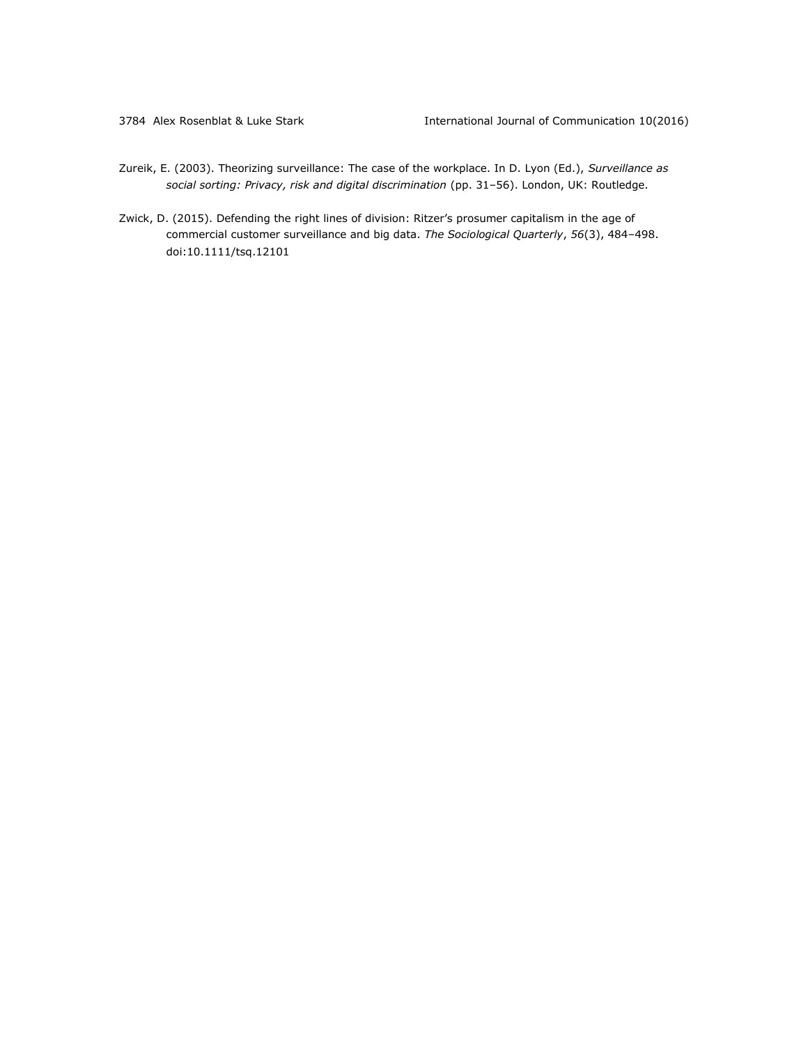Zureik, E. (2003). Theorizing surveillance: The case of the workplace. In D. Lyon (Ed.), *Surveillance as social sorting: Privacy, risk and digital discrimination* (pp. 31–56). London, UK: Routledge.

Zwick, D. (2015). Defending the right lines of division: Ritzer's prosumer capitalism in the age of commercial customer surveillance and big data. *The Sociological Quarterly*, *56*(3), 484–498. doi:10.1111/tsq.12101